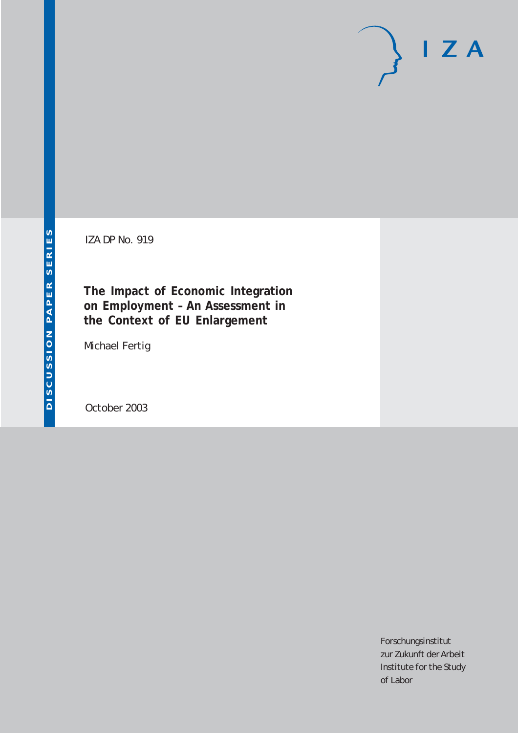DISCUSSION PAPER SERIES

IZA DP No. 919

# The Impact of Economic Integration on Employment – An Assessment in the Context of EU Enlargement

Michael Fertig

October 2003

Forschungsinstitut
zur Zukunft der Arbeit
Institute for the Study
of Labor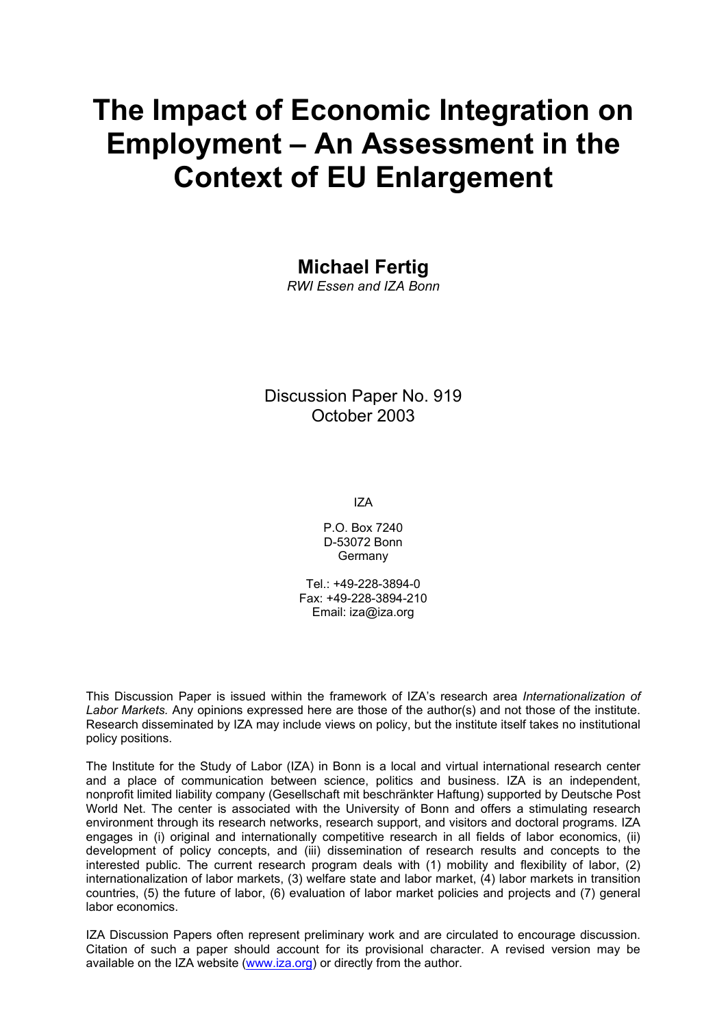# The Impact of Economic Integration on Employment – An Assessment in the Context of EU Enlargement

**Michael Fertig**
*RWI Essen and IZA Bonn*

Discussion Paper No. 919
October 2003

IZA

P.O. Box 7240
D-53072 Bonn
Germany

Tel.: +49-228-3894-0
Fax: +49-228-3894-210
Email: iza@iza.org

This Discussion Paper is issued within the framework of IZA's research area *Internationalization of Labor Markets.* Any opinions expressed here are those of the author(s) and not those of the institute. Research disseminated by IZA may include views on policy, but the institute itself takes no institutional policy positions.

The Institute for the Study of Labor (IZA) in Bonn is a local and virtual international research center and a place of communication between science, politics and business. IZA is an independent, nonprofit limited liability company (Gesellschaft mit beschränkter Haftung) supported by Deutsche Post World Net. The center is associated with the University of Bonn and offers a stimulating research environment through its research networks, research support, and visitors and doctoral programs. IZA engages in (i) original and internationally competitive research in all fields of labor economics, (ii) development of policy concepts, and (iii) dissemination of research results and concepts to the interested public. The current research program deals with (1) mobility and flexibility of labor, (2) internationalization of labor markets, (3) welfare state and labor market, (4) labor markets in transition countries, (5) the future of labor, (6) evaluation of labor market policies and projects and (7) general labor economics.

IZA Discussion Papers often represent preliminary work and are circulated to encourage discussion. Citation of such a paper should account for its provisional character. A revised version may be available on the IZA website (www.iza.org) or directly from the author.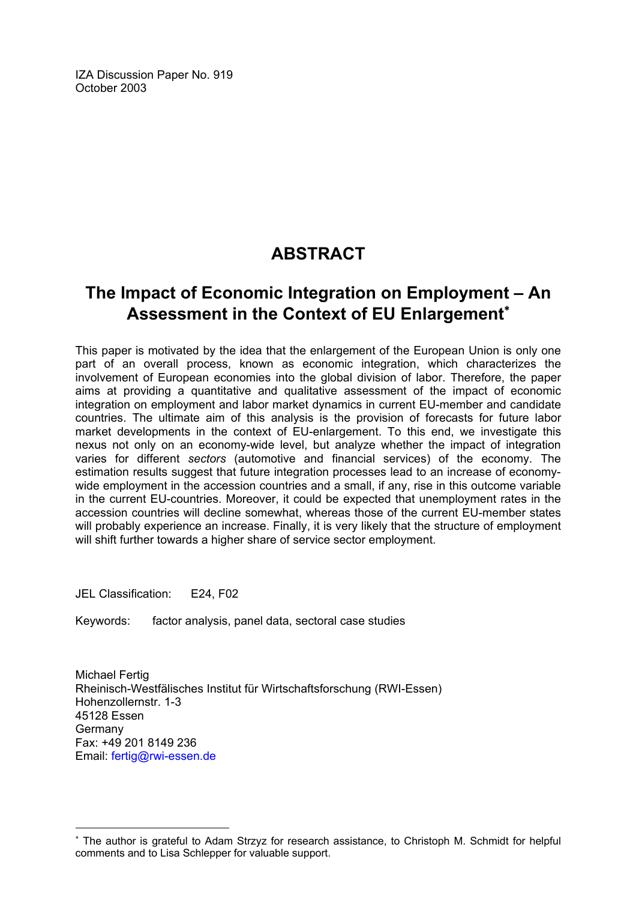IZA Discussion Paper No. 919
October 2003

# ABSTRACT

## The Impact of Economic Integration on Employment – An Assessment in the Context of EU Enlargement[*]

This paper is motivated by the idea that the enlargement of the European Union is only one part of an overall process, known as economic integration, which characterizes the involvement of European economies into the global division of labor. Therefore, the paper aims at providing a quantitative and qualitative assessment of the impact of economic integration on employment and labor market dynamics in current EU-member and candidate countries. The ultimate aim of this analysis is the provision of forecasts for future labor market developments in the context of EU-enlargement. To this end, we investigate this nexus not only on an economy-wide level, but analyze whether the impact of integration varies for different *sectors* (automotive and financial services) of the economy. The estimation results suggest that future integration processes lead to an increase of economy-wide employment in the accession countries and a small, if any, rise in this outcome variable in the current EU-countries. Moreover, it could be expected that unemployment rates in the accession countries will decline somewhat, whereas those of the current EU-member states will probably experience an increase. Finally, it is very likely that the structure of employment will shift further towards a higher share of service sector employment.

JEL Classification: E24, F02

Keywords: factor analysis, panel data, sectoral case studies

Michael Fertig
Rheinisch-Westfälisches Institut für Wirtschaftsforschung (RWI-Essen)
Hohenzollernstr. 1-3
45128 Essen
Germany
Fax: +49 201 8149 236
Email: fertig@rwi-essen.de

[*] The author is grateful to Adam Strzyz for research assistance, to Christoph M. Schmidt for helpful comments and to Lisa Schlepper for valuable support.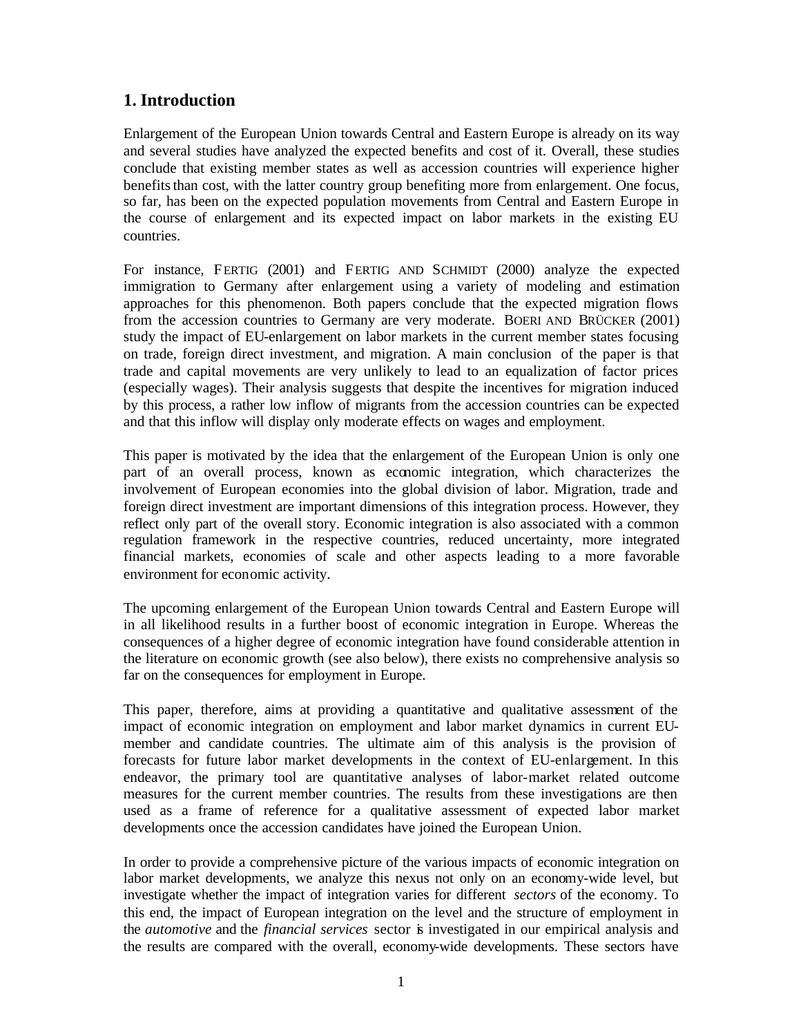## 1. Introduction

Enlargement of the European Union towards Central and Eastern Europe is already on its way and several studies have analyzed the expected benefits and cost of it. Overall, these studies conclude that existing member states as well as accession countries will experience higher benefits than cost, with the latter country group benefiting more from enlargement. One focus, so far, has been on the expected population movements from Central and Eastern Europe in the course of enlargement and its expected impact on labor markets in the existing EU countries.

For instance, FERTIG (2001) and FERTIG AND SCHMIDT (2000) analyze the expected immigration to Germany after enlargement using a variety of modeling and estimation approaches for this phenomenon. Both papers conclude that the expected migration flows from the accession countries to Germany are very moderate. BOERI AND BRÜCKER (2001) study the impact of EU-enlargement on labor markets in the current member states focusing on trade, foreign direct investment, and migration. A main conclusion of the paper is that trade and capital movements are very unlikely to lead to an equalization of factor prices (especially wages). Their analysis suggests that despite the incentives for migration induced by this process, a rather low inflow of migrants from the accession countries can be expected and that this inflow will display only moderate effects on wages and employment.

This paper is motivated by the idea that the enlargement of the European Union is only one part of an overall process, known as economic integration, which characterizes the involvement of European economies into the global division of labor. Migration, trade and foreign direct investment are important dimensions of this integration process. However, they reflect only part of the overall story. Economic integration is also associated with a common regulation framework in the respective countries, reduced uncertainty, more integrated financial markets, economies of scale and other aspects leading to a more favorable environment for economic activity.

The upcoming enlargement of the European Union towards Central and Eastern Europe will in all likelihood results in a further boost of economic integration in Europe. Whereas the consequences of a higher degree of economic integration have found considerable attention in the literature on economic growth (see also below), there exists no comprehensive analysis so far on the consequences for employment in Europe.

This paper, therefore, aims at providing a quantitative and qualitative assessment of the impact of economic integration on employment and labor market dynamics in current EU-member and candidate countries. The ultimate aim of this analysis is the provision of forecasts for future labor market developments in the context of EU-enlargement. In this endeavor, the primary tool are quantitative analyses of labor-market related outcome measures for the current member countries. The results from these investigations are then used as a frame of reference for a qualitative assessment of expected labor market developments once the accession candidates have joined the European Union.

In order to provide a comprehensive picture of the various impacts of economic integration on labor market developments, we analyze this nexus not only on an economy-wide level, but investigate whether the impact of integration varies for different *sectors* of the economy. To this end, the impact of European integration on the level and the structure of employment in the *automotive* and the *financial services* sector is investigated in our empirical analysis and the results are compared with the overall, economy-wide developments. These sectors have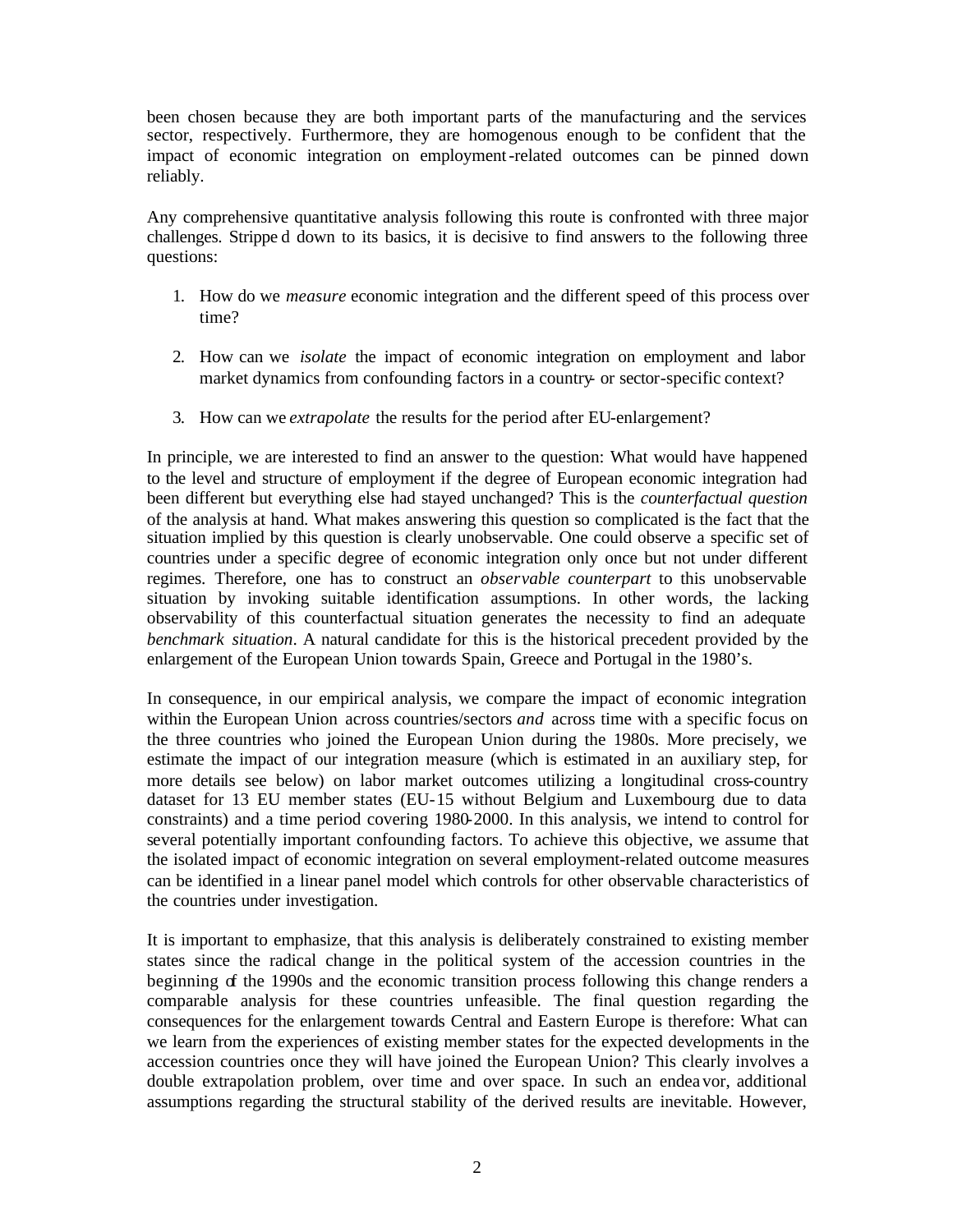been chosen because they are both important parts of the manufacturing and the services sector, respectively. Furthermore, they are homogenous enough to be confident that the impact of economic integration on employment-related outcomes can be pinned down reliably.

Any comprehensive quantitative analysis following this route is confronted with three major challenges. Stripped down to its basics, it is decisive to find answers to the following three questions:

1. How do we *measure* economic integration and the different speed of this process over time?

2. How can we *isolate* the impact of economic integration on employment and labor market dynamics from confounding factors in a country- or sector-specific context?

3. How can we *extrapolate* the results for the period after EU-enlargement?

In principle, we are interested to find an answer to the question: What would have happened to the level and structure of employment if the degree of European economic integration had been different but everything else had stayed unchanged? This is the *counterfactual question* of the analysis at hand. What makes answering this question so complicated is the fact that the situation implied by this question is clearly unobservable. One could observe a specific set of countries under a specific degree of economic integration only once but not under different regimes. Therefore, one has to construct an *observable counterpart* to this unobservable situation by invoking suitable identification assumptions. In other words, the lacking observability of this counterfactual situation generates the necessity to find an adequate *benchmark situation*. A natural candidate for this is the historical precedent provided by the enlargement of the European Union towards Spain, Greece and Portugal in the 1980's.

In consequence, in our empirical analysis, we compare the impact of economic integration within the European Union across countries/sectors *and* across time with a specific focus on the three countries who joined the European Union during the 1980s. More precisely, we estimate the impact of our integration measure (which is estimated in an auxiliary step, for more details see below) on labor market outcomes utilizing a longitudinal cross-country dataset for 13 EU member states (EU-15 without Belgium and Luxembourg due to data constraints) and a time period covering 1980-2000. In this analysis, we intend to control for several potentially important confounding factors. To achieve this objective, we assume that the isolated impact of economic integration on several employment-related outcome measures can be identified in a linear panel model which controls for other observable characteristics of the countries under investigation.

It is important to emphasize, that this analysis is deliberately constrained to existing member states since the radical change in the political system of the accession countries in the beginning of the 1990s and the economic transition process following this change renders a comparable analysis for these countries unfeasible. The final question regarding the consequences for the enlargement towards Central and Eastern Europe is therefore: What can we learn from the experiences of existing member states for the expected developments in the accession countries once they will have joined the European Union? This clearly involves a double extrapolation problem, over time and over space. In such an endeavor, additional assumptions regarding the structural stability of the derived results are inevitable. However,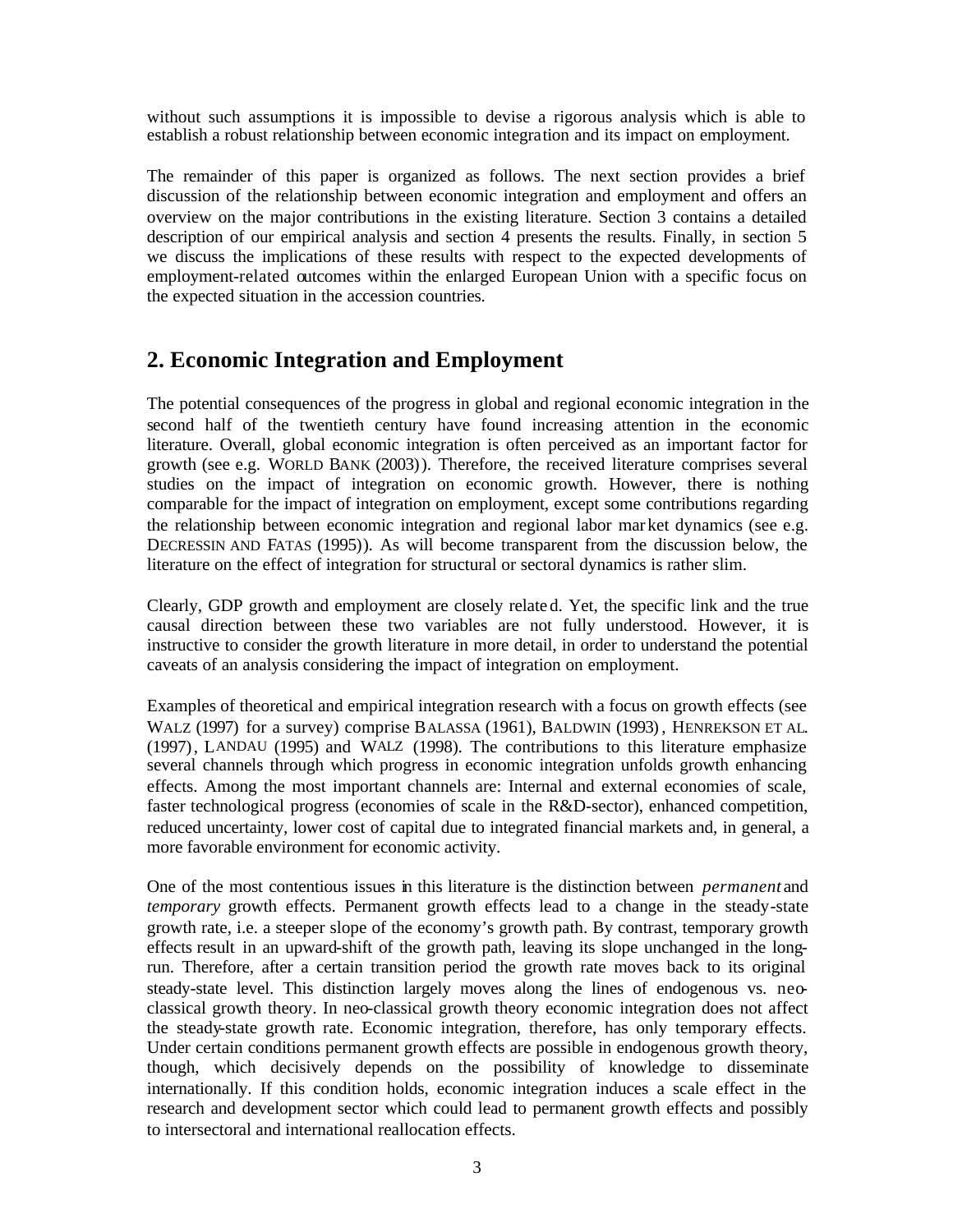without such assumptions it is impossible to devise a rigorous analysis which is able to establish a robust relationship between economic integration and its impact on employment.

The remainder of this paper is organized as follows. The next section provides a brief discussion of the relationship between economic integration and employment and offers an overview on the major contributions in the existing literature. Section 3 contains a detailed description of our empirical analysis and section 4 presents the results. Finally, in section 5 we discuss the implications of these results with respect to the expected developments of employment-related outcomes within the enlarged European Union with a specific focus on the expected situation in the accession countries.

## 2. Economic Integration and Employment

The potential consequences of the progress in global and regional economic integration in the second half of the twentieth century have found increasing attention in the economic literature. Overall, global economic integration is often perceived as an important factor for growth (see e.g. WORLD BANK (2003)). Therefore, the received literature comprises several studies on the impact of integration on economic growth. However, there is nothing comparable for the impact of integration on employment, except some contributions regarding the relationship between economic integration and regional labor market dynamics (see e.g. DECRESSIN AND FATAS (1995)). As will become transparent from the discussion below, the literature on the effect of integration for structural or sectoral dynamics is rather slim.

Clearly, GDP growth and employment are closely related. Yet, the specific link and the true causal direction between these two variables are not fully understood. However, it is instructive to consider the growth literature in more detail, in order to understand the potential caveats of an analysis considering the impact of integration on employment.

Examples of theoretical and empirical integration research with a focus on growth effects (see WALZ (1997) for a survey) comprise BALASSA (1961), BALDWIN (1993), HENREKSON ET AL. (1997), LANDAU (1995) and WALZ (1998). The contributions to this literature emphasize several channels through which progress in economic integration unfolds growth enhancing effects. Among the most important channels are: Internal and external economies of scale, faster technological progress (economies of scale in the R&D-sector), enhanced competition, reduced uncertainty, lower cost of capital due to integrated financial markets and, in general, a more favorable environment for economic activity.

One of the most contentious issues in this literature is the distinction between *permanent* and *temporary* growth effects. Permanent growth effects lead to a change in the steady-state growth rate, i.e. a steeper slope of the economy's growth path. By contrast, temporary growth effects result in an upward-shift of the growth path, leaving its slope unchanged in the long-run. Therefore, after a certain transition period the growth rate moves back to its original steady-state level. This distinction largely moves along the lines of endogenous vs. neo-classical growth theory. In neo-classical growth theory economic integration does not affect the steady-state growth rate. Economic integration, therefore, has only temporary effects. Under certain conditions permanent growth effects are possible in endogenous growth theory, though, which decisively depends on the possibility of knowledge to disseminate internationally. If this condition holds, economic integration induces a scale effect in the research and development sector which could lead to permanent growth effects and possibly to intersectoral and international reallocation effects.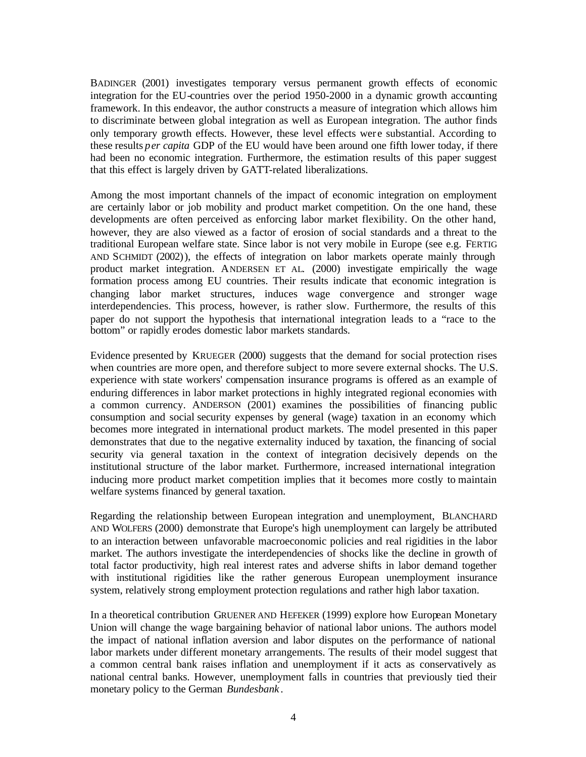BADINGER (2001) investigates temporary versus permanent growth effects of economic integration for the EU-countries over the period 1950-2000 in a dynamic growth accounting framework. In this endeavor, the author constructs a measure of integration which allows him to discriminate between global integration as well as European integration. The author finds only temporary growth effects. However, these level effects were substantial. According to these results *per capita* GDP of the EU would have been around one fifth lower today, if there had been no economic integration. Furthermore, the estimation results of this paper suggest that this effect is largely driven by GATT-related liberalizations.

Among the most important channels of the impact of economic integration on employment are certainly labor or job mobility and product market competition. On the one hand, these developments are often perceived as enforcing labor market flexibility. On the other hand, however, they are also viewed as a factor of erosion of social standards and a threat to the traditional European welfare state. Since labor is not very mobile in Europe (see e.g. FERTIG AND SCHMIDT (2002)), the effects of integration on labor markets operate mainly through product market integration. ANDERSEN ET AL. (2000) investigate empirically the wage formation process among EU countries. Their results indicate that economic integration is changing labor market structures, induces wage convergence and stronger wage interdependencies. This process, however, is rather slow. Furthermore, the results of this paper do not support the hypothesis that international integration leads to a "race to the bottom" or rapidly erodes domestic labor markets standards.

Evidence presented by KRUEGER (2000) suggests that the demand for social protection rises when countries are more open, and therefore subject to more severe external shocks. The U.S. experience with state workers' compensation insurance programs is offered as an example of enduring differences in labor market protections in highly integrated regional economies with a common currency. ANDERSON (2001) examines the possibilities of financing public consumption and social security expenses by general (wage) taxation in an economy which becomes more integrated in international product markets. The model presented in this paper demonstrates that due to the negative externality induced by taxation, the financing of social security via general taxation in the context of integration decisively depends on the institutional structure of the labor market. Furthermore, increased international integration inducing more product market competition implies that it becomes more costly to maintain welfare systems financed by general taxation.

Regarding the relationship between European integration and unemployment, BLANCHARD AND WOLFERS (2000) demonstrate that Europe's high unemployment can largely be attributed to an interaction between unfavorable macroeconomic policies and real rigidities in the labor market. The authors investigate the interdependencies of shocks like the decline in growth of total factor productivity, high real interest rates and adverse shifts in labor demand together with institutional rigidities like the rather generous European unemployment insurance system, relatively strong employment protection regulations and rather high labor taxation.

In a theoretical contribution GRUENER AND HEFEKER (1999) explore how European Monetary Union will change the wage bargaining behavior of national labor unions. The authors model the impact of national inflation aversion and labor disputes on the performance of national labor markets under different monetary arrangements. The results of their model suggest that a common central bank raises inflation and unemployment if it acts as conservatively as national central banks. However, unemployment falls in countries that previously tied their monetary policy to the German *Bundesbank*.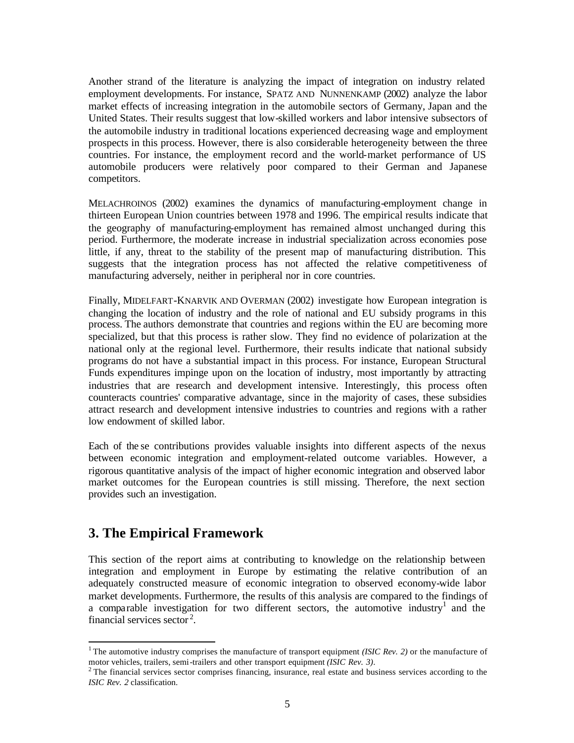Another strand of the literature is analyzing the impact of integration on industry related employment developments. For instance, SPATZ AND NUNNENKAMP (2002) analyze the labor market effects of increasing integration in the automobile sectors of Germany, Japan and the United States. Their results suggest that low-skilled workers and labor intensive subsectors of the automobile industry in traditional locations experienced decreasing wage and employment prospects in this process. However, there is also considerable heterogeneity between the three countries. For instance, the employment record and the world-market performance of US automobile producers were relatively poor compared to their German and Japanese competitors.

MELACHROINOS (2002) examines the dynamics of manufacturing-employment change in thirteen European Union countries between 1978 and 1996. The empirical results indicate that the geography of manufacturing-employment has remained almost unchanged during this period. Furthermore, the moderate increase in industrial specialization across economies pose little, if any, threat to the stability of the present map of manufacturing distribution. This suggests that the integration process has not affected the relative competitiveness of manufacturing adversely, neither in peripheral nor in core countries.

Finally, MIDELFART-KNARVIK AND OVERMAN (2002) investigate how European integration is changing the location of industry and the role of national and EU subsidy programs in this process. The authors demonstrate that countries and regions within the EU are becoming more specialized, but that this process is rather slow. They find no evidence of polarization at the national only at the regional level. Furthermore, their results indicate that national subsidy programs do not have a substantial impact in this process. For instance, European Structural Funds expenditures impinge upon on the location of industry, most importantly by attracting industries that are research and development intensive. Interestingly, this process often counteracts countries' comparative advantage, since in the majority of cases, these subsidies attract research and development intensive industries to countries and regions with a rather low endowment of skilled labor.

Each of these contributions provides valuable insights into different aspects of the nexus between economic integration and employment-related outcome variables. However, a rigorous quantitative analysis of the impact of higher economic integration and observed labor market outcomes for the European countries is still missing. Therefore, the next section provides such an investigation.

## 3. The Empirical Framework

This section of the report aims at contributing to knowledge on the relationship between integration and employment in Europe by estimating the relative contribution of an adequately constructed measure of economic integration to observed economy-wide labor market developments. Furthermore, the results of this analysis are compared to the findings of a comparable investigation for two different sectors, the automotive industry[1] and the financial services sector[2].

[1] The automotive industry comprises the manufacture of transport equipment *(ISIC Rev. 2)* or the manufacture of motor vehicles, trailers, semi-trailers and other transport equipment *(ISIC Rev. 3)*.

[2] The financial services sector comprises financing, insurance, real estate and business services according to the *ISIC Rev. 2* classification.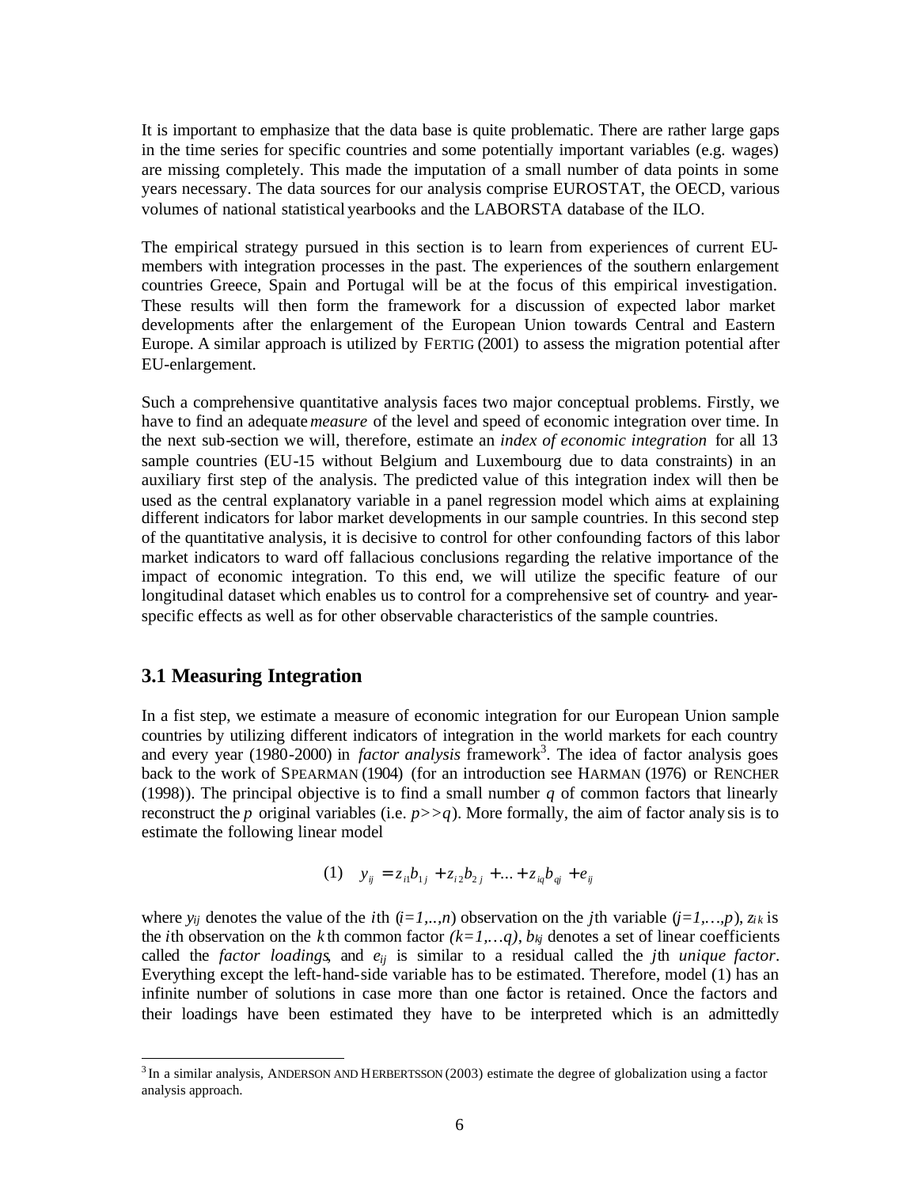It is important to emphasize that the data base is quite problematic. There are rather large gaps in the time series for specific countries and some potentially important variables (e.g. wages) are missing completely. This made the imputation of a small number of data points in some years necessary. The data sources for our analysis comprise EUROSTAT, the OECD, various volumes of national statistical yearbooks and the LABORSTA database of the ILO.

The empirical strategy pursued in this section is to learn from experiences of current EU-members with integration processes in the past. The experiences of the southern enlargement countries Greece, Spain and Portugal will be at the focus of this empirical investigation. These results will then form the framework for a discussion of expected labor market developments after the enlargement of the European Union towards Central and Eastern Europe. A similar approach is utilized by FERTIG (2001) to assess the migration potential after EU-enlargement.

Such a comprehensive quantitative analysis faces two major conceptual problems. Firstly, we have to find an adequate *measure* of the level and speed of economic integration over time. In the next sub-section we will, therefore, estimate an *index of economic integration* for all 13 sample countries (EU-15 without Belgium and Luxembourg due to data constraints) in an auxiliary first step of the analysis. The predicted value of this integration index will then be used as the central explanatory variable in a panel regression model which aims at explaining different indicators for labor market developments in our sample countries. In this second step of the quantitative analysis, it is decisive to control for other confounding factors of this labor market indicators to ward off fallacious conclusions regarding the relative importance of the impact of economic integration. To this end, we will utilize the specific feature of our longitudinal dataset which enables us to control for a comprehensive set of country- and year-specific effects as well as for other observable characteristics of the sample countries.

## 3.1 Measuring Integration

In a fist step, we estimate a measure of economic integration for our European Union sample countries by utilizing different indicators of integration in the world markets for each country and every year (1980-2000) in *factor analysis* framework[3]. The idea of factor analysis goes back to the work of SPEARMAN (1904) (for an introduction see HARMAN (1976) or RENCHER (1998)). The principal objective is to find a small number $q$ of common factors that linearly reconstruct the $p$ original variables (i.e. $p>>q$). More formally, the aim of factor analysis is to estimate the following linear model

$$(1) \quad y_{ij} = z_{i1}b_{1j} + z_{i2}b_{2j} + \ldots + z_{iq}b_{qj} + e_{ij}$$

where $y_{ij}$ denotes the value of the $i$th ($i=1,..,n$) observation on the $j$th variable ($j=1,\ldots,p$), $z_{ik}$ is the $i$th observation on the $k$th common factor ($k=1,\ldots q$), $b_{kj}$ denotes a set of linear coefficients called the *factor loadings*, and $e_{ij}$ is similar to a residual called the $j$th *unique factor*. Everything except the left-hand-side variable has to be estimated. Therefore, model (1) has an infinite number of solutions in case more than one factor is retained. Once the factors and their loadings have been estimated they have to be interpreted which is an admittedly

[3] In a similar analysis, ANDERSON AND HERBERTSSON (2003) estimate the degree of globalization using a factor analysis approach.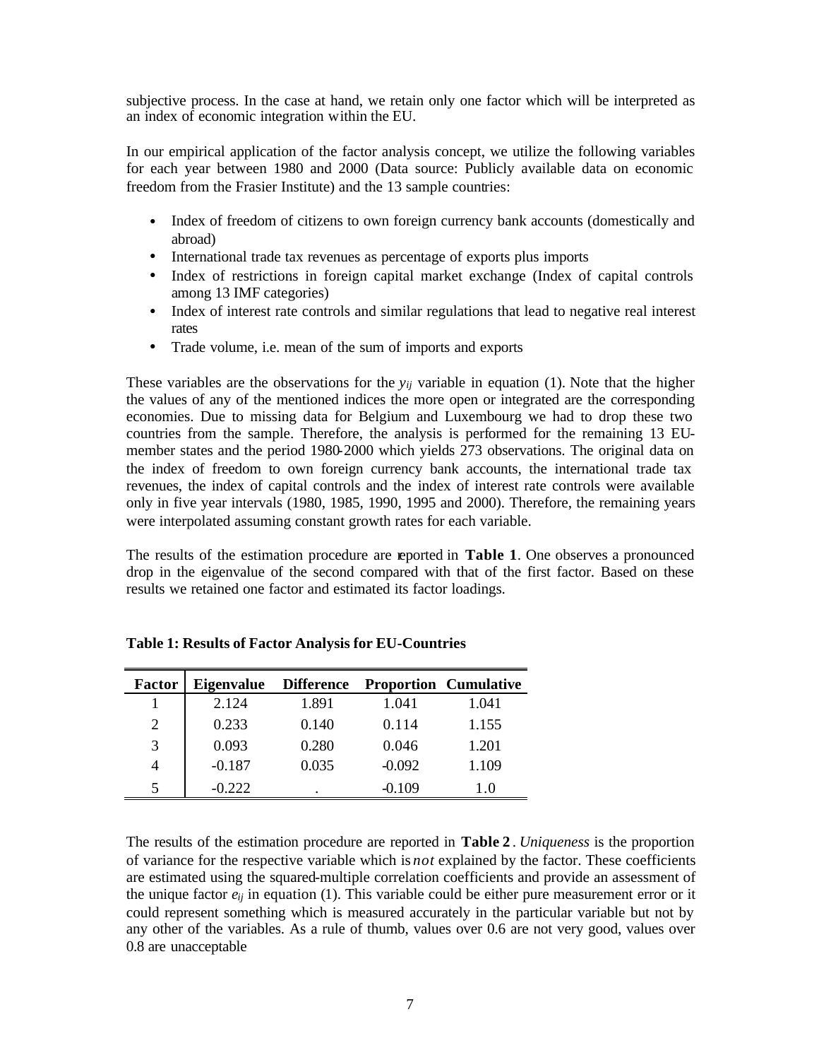subjective process. In the case at hand, we retain only one factor which will be interpreted as an index of economic integration within the EU.

In our empirical application of the factor analysis concept, we utilize the following variables for each year between 1980 and 2000 (Data source: Publicly available data on economic freedom from the Frasier Institute) and the 13 sample countries:

- Index of freedom of citizens to own foreign currency bank accounts (domestically and abroad)
- International trade tax revenues as percentage of exports plus imports
- Index of restrictions in foreign capital market exchange (Index of capital controls among 13 IMF categories)
- Index of interest rate controls and similar regulations that lead to negative real interest rates
- Trade volume, i.e. mean of the sum of imports and exports

These variables are the observations for the $y_{ij}$ variable in equation (1). Note that the higher the values of any of the mentioned indices the more open or integrated are the corresponding economies. Due to missing data for Belgium and Luxembourg we had to drop these two countries from the sample. Therefore, the analysis is performed for the remaining 13 EU-member states and the period 1980-2000 which yields 273 observations. The original data on the index of freedom to own foreign currency bank accounts, the international trade tax revenues, the index of capital controls and the index of interest rate controls were available only in five year intervals (1980, 1985, 1990, 1995 and 2000). Therefore, the remaining years were interpolated assuming constant growth rates for each variable.

The results of the estimation procedure are reported in **Table 1**. One observes a pronounced drop in the eigenvalue of the second compared with that of the first factor. Based on these results we retained one factor and estimated its factor loadings.

**Table 1: Results of Factor Analysis for EU-Countries**

| Factor | Eigenvalue | Difference | Proportion | Cumulative |
|---|---|---|---|---|
| 1 | 2.124 | 1.891 | 1.041 | 1.041 |
| 2 | 0.233 | 0.140 | 0.114 | 1.155 |
| 3 | 0.093 | 0.280 | 0.046 | 1.201 |
| 4 | -0.187 | 0.035 | -0.092 | 1.109 |
| 5 | -0.222 | . | -0.109 | 1.0 |

The results of the estimation procedure are reported in **Table 2**. *Uniqueness* is the proportion of variance for the respective variable which is *not* explained by the factor. These coefficients are estimated using the squared-multiple correlation coefficients and provide an assessment of the unique factor $e_{ij}$ in equation (1). This variable could be either pure measurement error or it could represent something which is measured accurately in the particular variable but not by any other of the variables. As a rule of thumb, values over 0.6 are not very good, values over 0.8 are unacceptable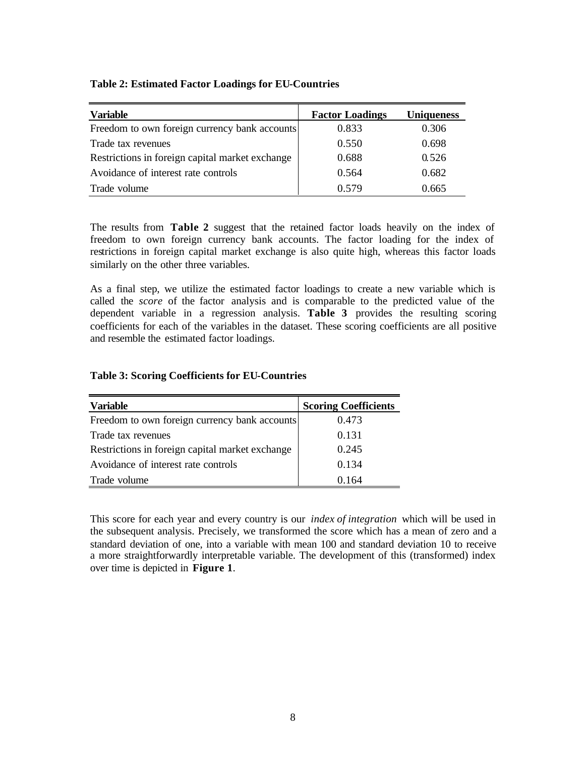**Table 2: Estimated Factor Loadings for EU-Countries**

| Variable | Factor Loadings | Uniqueness |
|---|---|---|
| Freedom to own foreign currency bank accounts | 0.833 | 0.306 |
| Trade tax revenues | 0.550 | 0.698 |
| Restrictions in foreign capital market exchange | 0.688 | 0.526 |
| Avoidance of interest rate controls | 0.564 | 0.682 |
| Trade volume | 0.579 | 0.665 |

The results from **Table 2** suggest that the retained factor loads heavily on the index of freedom to own foreign currency bank accounts. The factor loading for the index of restrictions in foreign capital market exchange is also quite high, whereas this factor loads similarly on the other three variables.

As a final step, we utilize the estimated factor loadings to create a new variable which is called the *score* of the factor analysis and is comparable to the predicted value of the dependent variable in a regression analysis. **Table 3** provides the resulting scoring coefficients for each of the variables in the dataset. These scoring coefficients are all positive and resemble the estimated factor loadings.

**Table 3: Scoring Coefficients for EU-Countries**

| Variable | Scoring Coefficients |
|---|---|
| Freedom to own foreign currency bank accounts | 0.473 |
| Trade tax revenues | 0.131 |
| Restrictions in foreign capital market exchange | 0.245 |
| Avoidance of interest rate controls | 0.134 |
| Trade volume | 0.164 |

This score for each year and every country is our *index of integration* which will be used in the subsequent analysis. Precisely, we transformed the score which has a mean of zero and a standard deviation of one, into a variable with mean 100 and standard deviation 10 to receive a more straightforwardly interpretable variable. The development of this (transformed) index over time is depicted in **Figure 1**.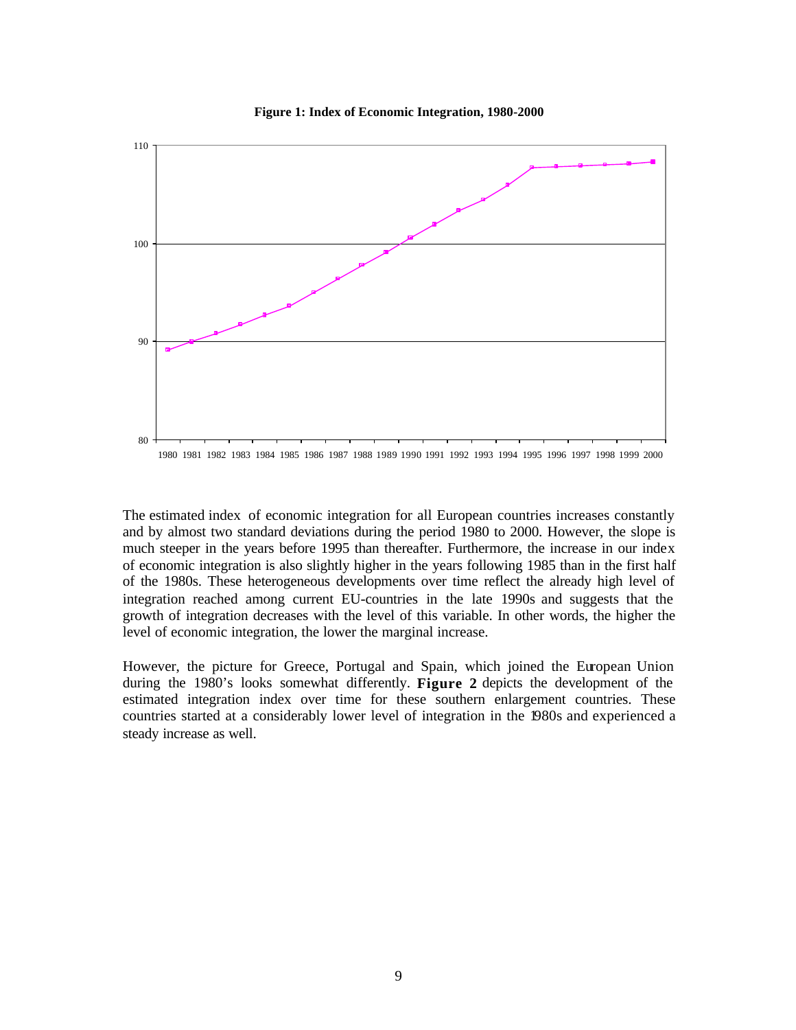**Figure 1: Index of Economic Integration, 1980-2000**

The estimated index of economic integration for all European countries increases constantly and by almost two standard deviations during the period 1980 to 2000. However, the slope is much steeper in the years before 1995 than thereafter. Furthermore, the increase in our index of economic integration is also slightly higher in the years following 1985 than in the first half of the 1980s. These heterogeneous developments over time reflect the already high level of integration reached among current EU-countries in the late 1990s and suggests that the growth of integration decreases with the level of this variable. In other words, the higher the level of economic integration, the lower the marginal increase.

However, the picture for Greece, Portugal and Spain, which joined the European Union during the 1980's looks somewhat differently. **Figure 2** depicts the development of the estimated integration index over time for these southern enlargement countries. These countries started at a considerably lower level of integration in the 1980s and experienced a steady increase as well.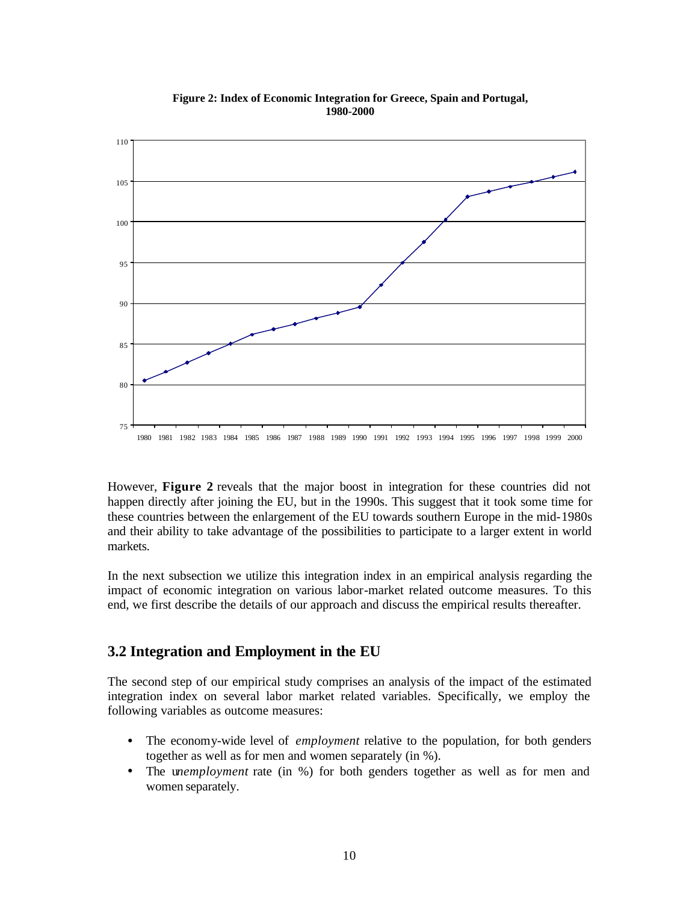**Figure 2: Index of Economic Integration for Greece, Spain and Portugal, 1980-2000**

However, **Figure 2** reveals that the major boost in integration for these countries did not happen directly after joining the EU, but in the 1990s. This suggest that it took some time for these countries between the enlargement of the EU towards southern Europe in the mid-1980s and their ability to take advantage of the possibilities to participate to a larger extent in world markets.

In the next subsection we utilize this integration index in an empirical analysis regarding the impact of economic integration on various labor-market related outcome measures. To this end, we first describe the details of our approach and discuss the empirical results thereafter.

## 3.2 Integration and Employment in the EU

The second step of our empirical study comprises an analysis of the impact of the estimated integration index on several labor market related variables. Specifically, we employ the following variables as outcome measures:

- The economy-wide level of *employment* relative to the population, for both genders together as well as for men and women separately (in %).
- The *unemployment* rate (in %) for both genders together as well as for men and women separately.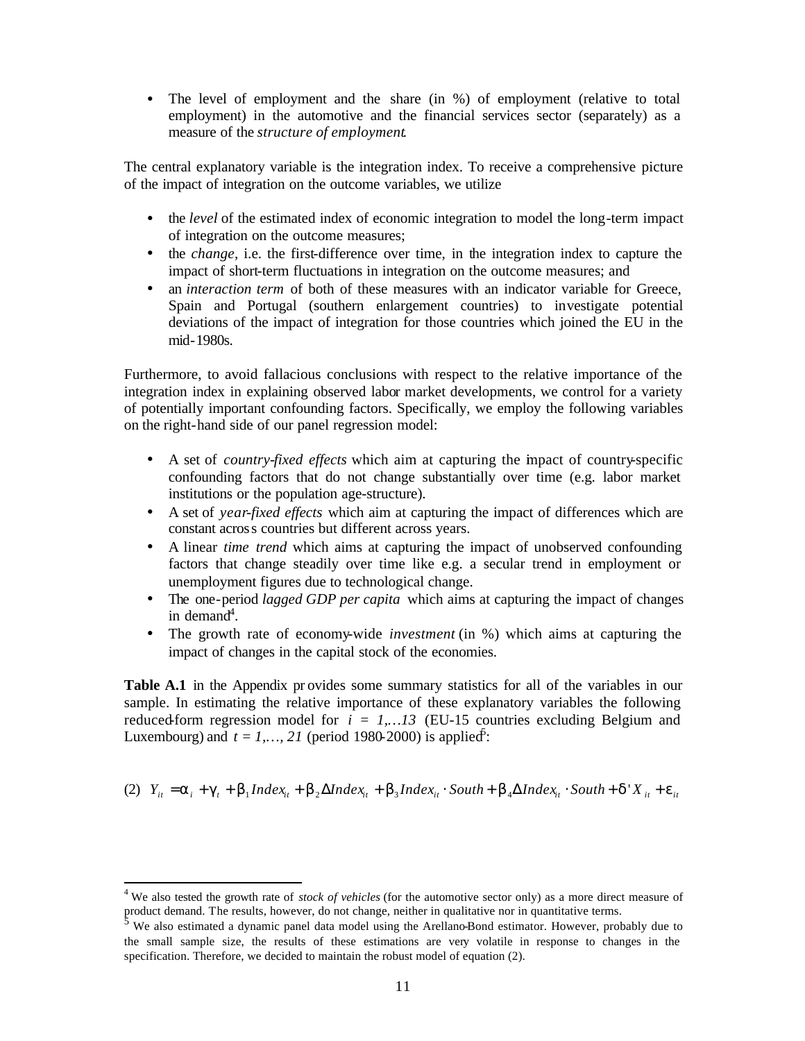- The level of employment and the share (in %) of employment (relative to total employment) in the automotive and the financial services sector (separately) as a measure of the *structure of employment*.

The central explanatory variable is the integration index. To receive a comprehensive picture of the impact of integration on the outcome variables, we utilize

- the *level* of the estimated index of economic integration to model the long-term impact of integration on the outcome measures;
- the *change*, i.e. the first-difference over time, in the integration index to capture the impact of short-term fluctuations in integration on the outcome measures; and
- an *interaction term* of both of these measures with an indicator variable for Greece, Spain and Portugal (southern enlargement countries) to investigate potential deviations of the impact of integration for those countries which joined the EU in the mid-1980s.

Furthermore, to avoid fallacious conclusions with respect to the relative importance of the integration index in explaining observed labor market developments, we control for a variety of potentially important confounding factors. Specifically, we employ the following variables on the right-hand side of our panel regression model:

- A set of *country-fixed effects* which aim at capturing the impact of country-specific confounding factors that do not change substantially over time (e.g. labor market institutions or the population age-structure).
- A set of *year-fixed effects* which aim at capturing the impact of differences which are constant across countries but different across years.
- A linear *time trend* which aims at capturing the impact of unobserved confounding factors that change steadily over time like e.g. a secular trend in employment or unemployment figures due to technological change.
- The one-period *lagged GDP per capita* which aims at capturing the impact of changes in demand[4].
- The growth rate of economy-wide *investment* (in %) which aims at capturing the impact of changes in the capital stock of the economies.

**Table A.1** in the Appendix provides some summary statistics for all of the variables in our sample. In estimating the relative importance of these explanatory variables the following reduced-form regression model for $i = 1,\ldots 13$ (EU-15 countries excluding Belgium and Luxembourg) and $t = 1,\ldots, 21$ (period 1980-2000) is applied[5]:

(2) $$Y_{it} = \alpha_i + \gamma_t + \beta_1 Index_{it} + \beta_2 \Delta Index_{it} + \beta_3 Index_{it} \cdot South + \beta_4 \Delta Index_{it} \cdot South + \delta' X_{it} + \varepsilon_{it}$$

---

[4] We also tested the growth rate of *stock of vehicles* (for the automotive sector only) as a more direct measure of product demand. The results, however, do not change, neither in qualitative nor in quantitative terms.

[5] We also estimated a dynamic panel data model using the Arellano-Bond estimator. However, probably due to the small sample size, the results of these estimations are very volatile in response to changes in the specification. Therefore, we decided to maintain the robust model of equation (2).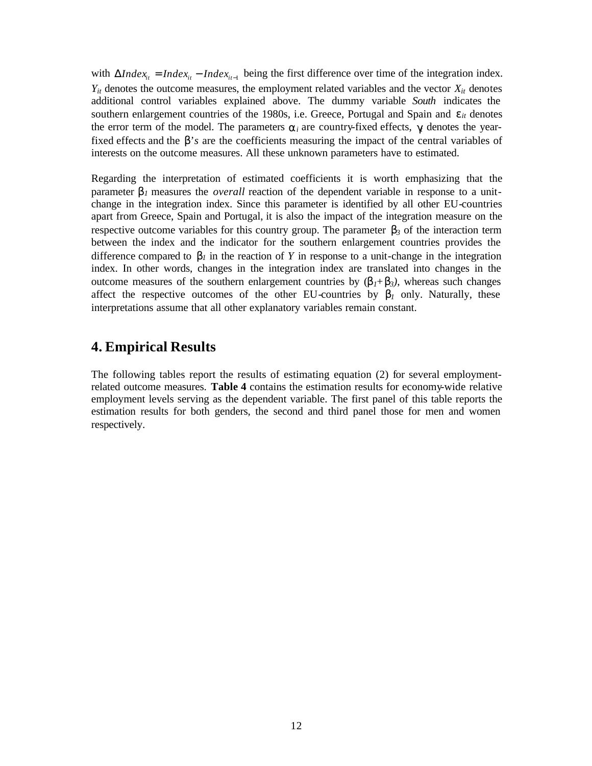with $\Delta Index_{it} = Index_{it} - Index_{it-1}$ being the first difference over time of the integration index. $Y_{it}$ denotes the outcome measures, the employment related variables and the vector $X_{it}$ denotes additional control variables explained above. The dummy variable *South* indicates the southern enlargement countries of the 1980s, i.e. Greece, Portugal and Spain and $\varepsilon_{it}$ denotes the error term of the model. The parameters $\alpha_i$ are country-fixed effects, $\gamma$ denotes the year-fixed effects and the $\beta$*'s* are the coefficients measuring the impact of the central variables of interests on the outcome measures. All these unknown parameters have to estimated.

Regarding the interpretation of estimated coefficients it is worth emphasizing that the parameter $\beta_1$ measures the *overall* reaction of the dependent variable in response to a unit-change in the integration index. Since this parameter is identified by all other EU-countries apart from Greece, Spain and Portugal, it is also the impact of the integration measure on the respective outcome variables for this country group. The parameter $\beta_3$ of the interaction term between the index and the indicator for the southern enlargement countries provides the difference compared to $\beta_1$ in the reaction of $Y$ in response to a unit-change in the integration index. In other words, changes in the integration index are translated into changes in the outcome measures of the southern enlargement countries by ($\beta_1+\beta_3$), whereas such changes affect the respective outcomes of the other EU-countries by $\beta_1$ only. Naturally, these interpretations assume that all other explanatory variables remain constant.

## 4. Empirical Results

The following tables report the results of estimating equation (2) for several employment-related outcome measures. **Table 4** contains the estimation results for economy-wide relative employment levels serving as the dependent variable. The first panel of this table reports the estimation results for both genders, the second and third panel those for men and women respectively.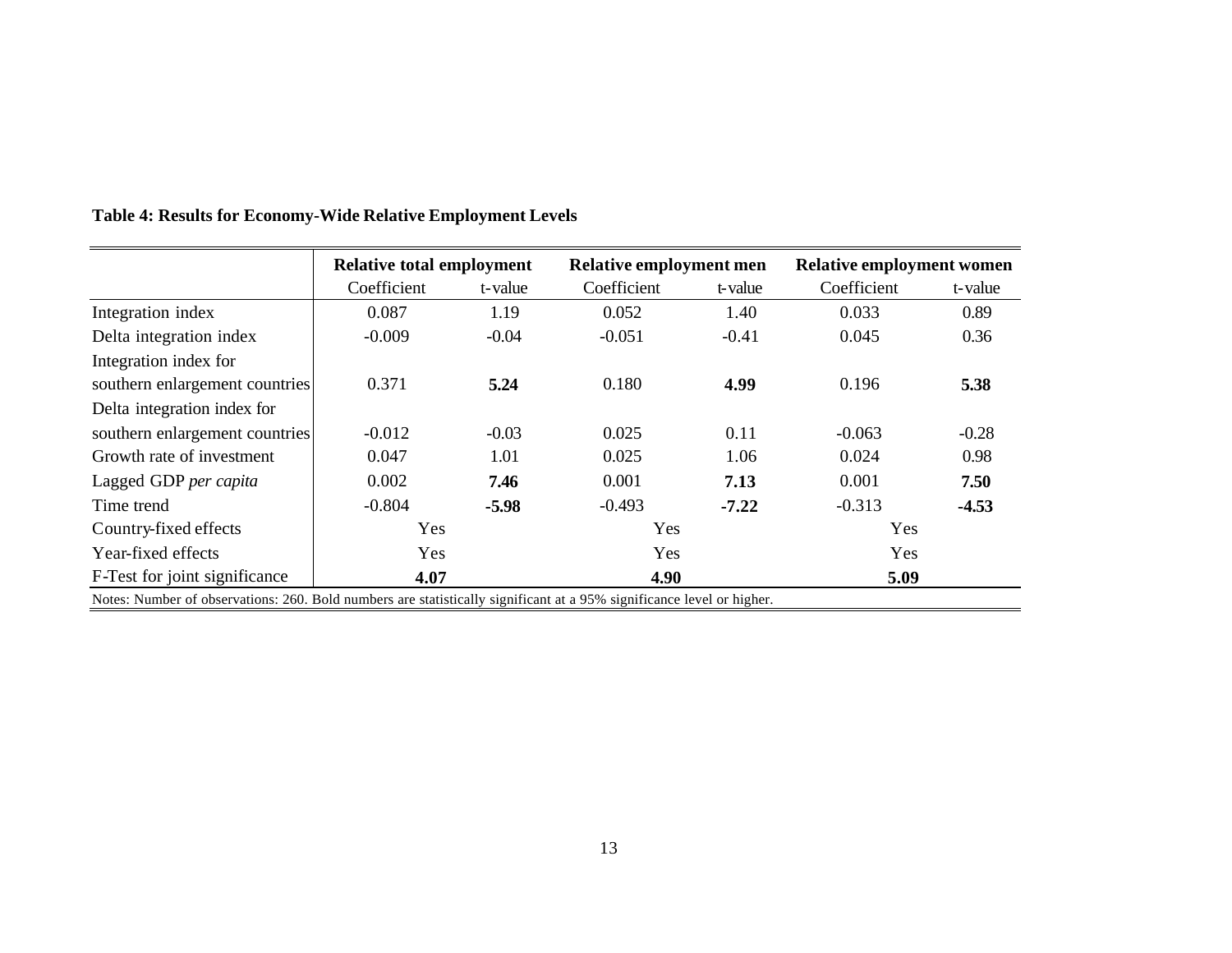**Table 4: Results for Economy-Wide Relative Employment Levels**

| | **Relative total employment** | | **Relative employment men** | | **Relative employment women** | |
|---|---|---|---|---|---|---|
| | Coefficient | t-value | Coefficient | t-value | Coefficient | t-value |
| Integration index | 0.087 | 1.19 | 0.052 | 1.40 | 0.033 | 0.89 |
| Delta integration index | -0.009 | -0.04 | -0.051 | -0.41 | 0.045 | 0.36 |
| Integration index for southern enlargement countries | 0.371 | **5.24** | 0.180 | **4.99** | 0.196 | **5.38** |
| Delta integration index for southern enlargement countries | -0.012 | -0.03 | 0.025 | 0.11 | -0.063 | -0.28 |
| Growth rate of investment | 0.047 | 1.01 | 0.025 | 1.06 | 0.024 | 0.98 |
| Lagged GDP *per capita* | 0.002 | **7.46** | 0.001 | **7.13** | 0.001 | **7.50** |
| Time trend | -0.804 | **-5.98** | -0.493 | **-7.22** | -0.313 | **-4.53** |
| Country-fixed effects | Yes | | Yes | | Yes | |
| Year-fixed effects | Yes | | Yes | | Yes | |
| F-Test for joint significance | **4.07** | | **4.90** | | **5.09** | |

Notes: Number of observations: 260. Bold numbers are statistically significant at a 95% significance level or higher.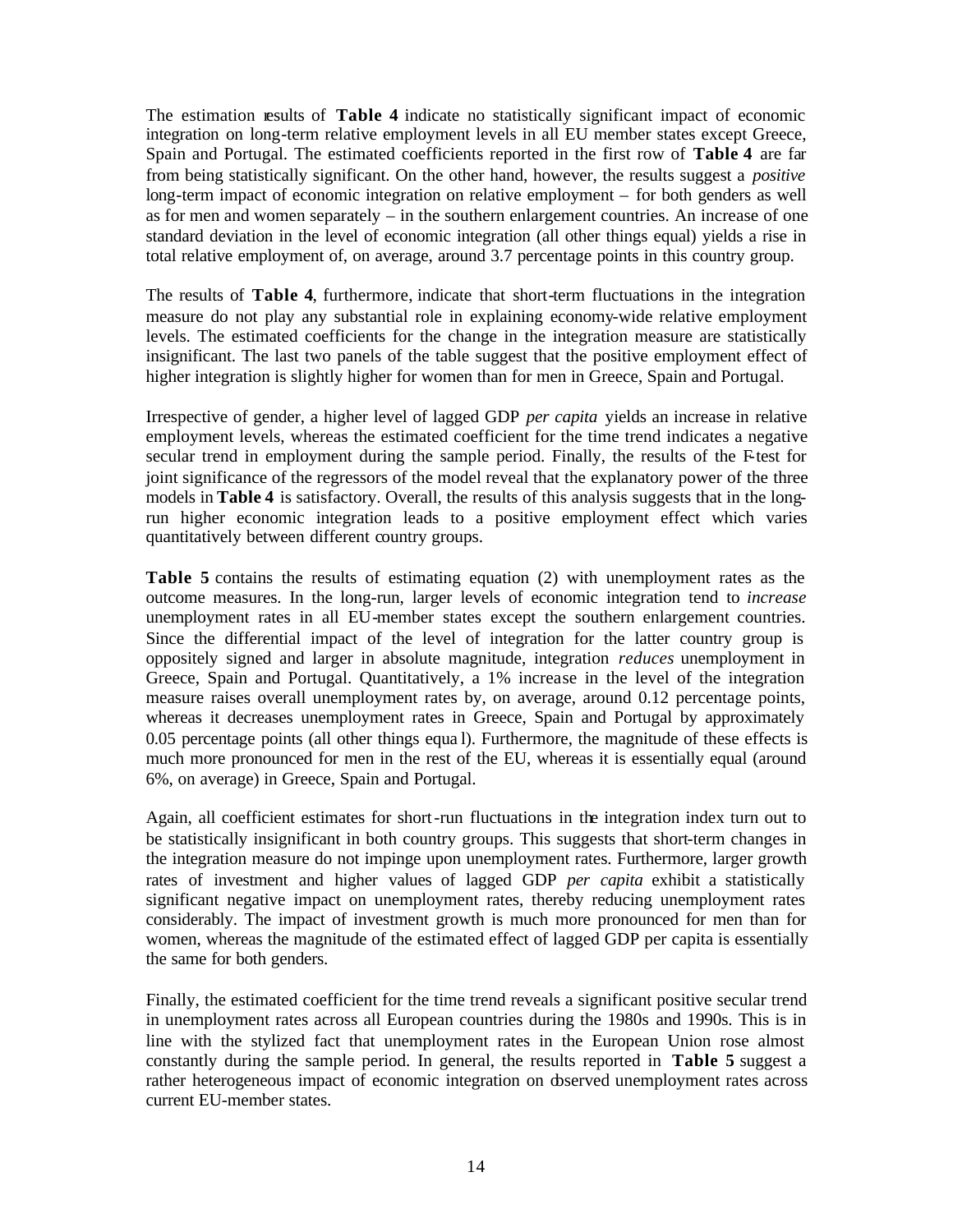The estimation results of **Table 4** indicate no statistically significant impact of economic integration on long-term relative employment levels in all EU member states except Greece, Spain and Portugal. The estimated coefficients reported in the first row of **Table 4** are far from being statistically significant. On the other hand, however, the results suggest a *positive* long-term impact of economic integration on relative employment – for both genders as well as for men and women separately – in the southern enlargement countries. An increase of one standard deviation in the level of economic integration (all other things equal) yields a rise in total relative employment of, on average, around 3.7 percentage points in this country group.

The results of **Table 4**, furthermore, indicate that short-term fluctuations in the integration measure do not play any substantial role in explaining economy-wide relative employment levels. The estimated coefficients for the change in the integration measure are statistically insignificant. The last two panels of the table suggest that the positive employment effect of higher integration is slightly higher for women than for men in Greece, Spain and Portugal.

Irrespective of gender, a higher level of lagged GDP *per capita* yields an increase in relative employment levels, whereas the estimated coefficient for the time trend indicates a negative secular trend in employment during the sample period. Finally, the results of the F-test for joint significance of the regressors of the model reveal that the explanatory power of the three models in **Table 4** is satisfactory. Overall, the results of this analysis suggests that in the long-run higher economic integration leads to a positive employment effect which varies quantitatively between different country groups.

**Table 5** contains the results of estimating equation (2) with unemployment rates as the outcome measures. In the long-run, larger levels of economic integration tend to *increase* unemployment rates in all EU-member states except the southern enlargement countries. Since the differential impact of the level of integration for the latter country group is oppositely signed and larger in absolute magnitude, integration *reduces* unemployment in Greece, Spain and Portugal. Quantitatively, a 1% increase in the level of the integration measure raises overall unemployment rates by, on average, around 0.12 percentage points, whereas it decreases unemployment rates in Greece, Spain and Portugal by approximately 0.05 percentage points (all other things equal). Furthermore, the magnitude of these effects is much more pronounced for men in the rest of the EU, whereas it is essentially equal (around 6%, on average) in Greece, Spain and Portugal.

Again, all coefficient estimates for short-run fluctuations in the integration index turn out to be statistically insignificant in both country groups. This suggests that short-term changes in the integration measure do not impinge upon unemployment rates. Furthermore, larger growth rates of investment and higher values of lagged GDP *per capita* exhibit a statistically significant negative impact on unemployment rates, thereby reducing unemployment rates considerably. The impact of investment growth is much more pronounced for men than for women, whereas the magnitude of the estimated effect of lagged GDP per capita is essentially the same for both genders.

Finally, the estimated coefficient for the time trend reveals a significant positive secular trend in unemployment rates across all European countries during the 1980s and 1990s. This is in line with the stylized fact that unemployment rates in the European Union rose almost constantly during the sample period. In general, the results reported in **Table 5** suggest a rather heterogeneous impact of economic integration on observed unemployment rates across current EU-member states.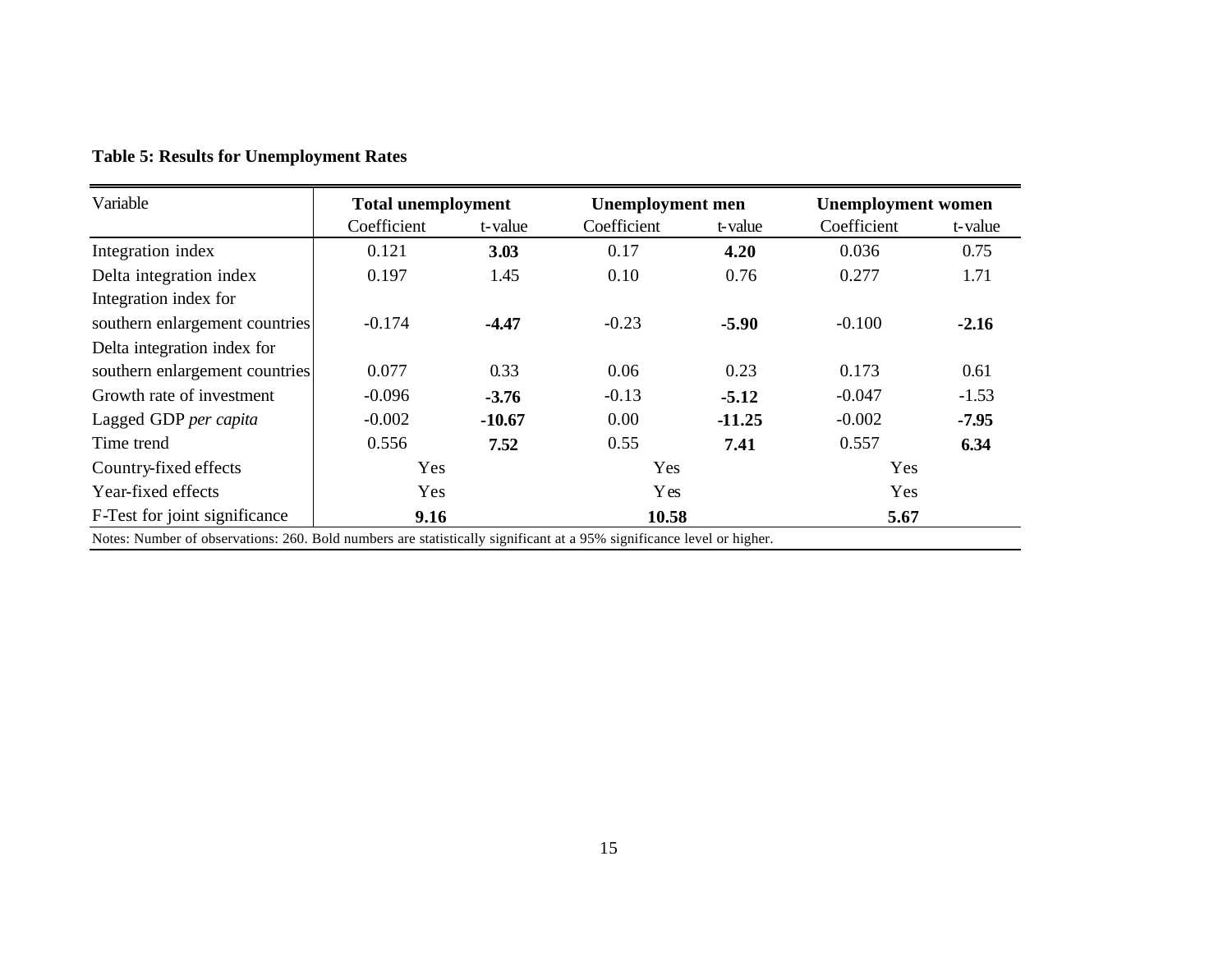**Table 5: Results for Unemployment Rates**

| Variable | Total unemployment | | Unemployment men | | Unemployment women | |
|---|---|---|---|---|---|---|
| | Coefficient | t-value | Coefficient | t-value | Coefficient | t-value |
| Integration index | 0.121 | **3.03** | 0.17 | **4.20** | 0.036 | 0.75 |
| Delta integration index | 0.197 | 1.45 | 0.10 | 0.76 | 0.277 | 1.71 |
| Integration index for southern enlargement countries | -0.174 | **-4.47** | -0.23 | **-5.90** | -0.100 | **-2.16** |
| Delta integration index for southern enlargement countries | 0.077 | 0.33 | 0.06 | 0.23 | 0.173 | 0.61 |
| Growth rate of investment | -0.096 | **-3.76** | -0.13 | **-5.12** | -0.047 | -1.53 |
| Lagged GDP *per capita* | -0.002 | **-10.67** | 0.00 | **-11.25** | -0.002 | **-7.95** |
| Time trend | 0.556 | **7.52** | 0.55 | **7.41** | 0.557 | **6.34** |
| Country-fixed effects | Yes | | Yes | | Yes | |
| Year-fixed effects | Yes | | Yes | | Yes | |
| F-Test for joint significance | **9.16** | | **10.58** | | **5.67** | |

Notes: Number of observations: 260. Bold numbers are statistically significant at a 95% significance level or higher.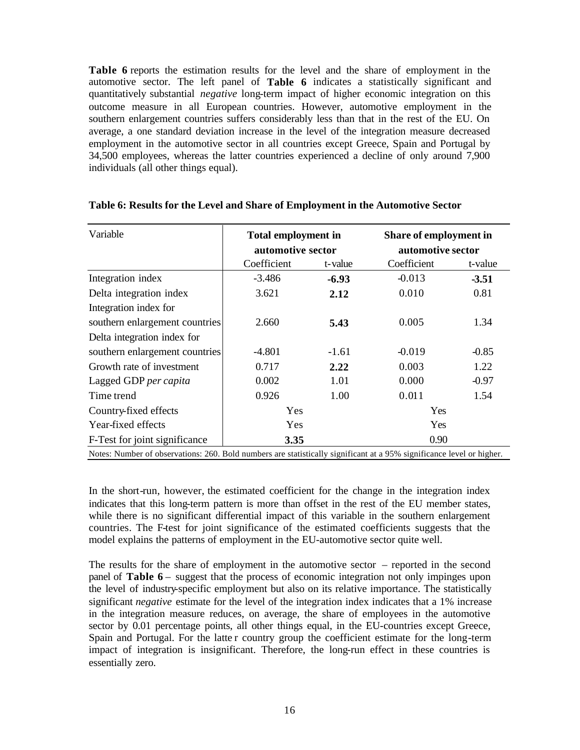**Table 6** reports the estimation results for the level and the share of employment in the automotive sector. The left panel of **Table 6** indicates a statistically significant and quantitatively substantial *negative* long-term impact of higher economic integration on this outcome measure in all European countries. However, automotive employment in the southern enlargement countries suffers considerably less than that in the rest of the EU. On average, a one standard deviation increase in the level of the integration measure decreased employment in the automotive sector in all countries except Greece, Spain and Portugal by 34,500 employees, whereas the latter countries experienced a decline of only around 7,900 individuals (all other things equal).

**Table 6: Results for the Level and Share of Employment in the Automotive Sector**

| Variable | **Total employment in automotive sector** | | **Share of employment in automotive sector** | |
|---|---|---|---|---|
| | Coefficient | t-value | Coefficient | t-value |
| Integration index | -3.486 | **-6.93** | -0.013 | **-3.51** |
| Delta integration index | 3.621 | **2.12** | 0.010 | 0.81 |
| Integration index for southern enlargement countries | 2.660 | **5.43** | 0.005 | 1.34 |
| Delta integration index for southern enlargement countries | -4.801 | -1.61 | -0.019 | -0.85 |
| Growth rate of investment | 0.717 | **2.22** | 0.003 | 1.22 |
| Lagged GDP *per capita* | 0.002 | 1.01 | 0.000 | -0.97 |
| Time trend | 0.926 | 1.00 | 0.011 | 1.54 |
| Country-fixed effects | Yes | | Yes | |
| Year-fixed effects | Yes | | Yes | |
| F-Test for joint significance | **3.35** | | 0.90 | |

Notes: Number of observations: 260. Bold numbers are statistically significant at a 95% significance level or higher.

In the short-run, however, the estimated coefficient for the change in the integration index indicates that this long-term pattern is more than offset in the rest of the EU member states, while there is no significant differential impact of this variable in the southern enlargement countries. The F-test for joint significance of the estimated coefficients suggests that the model explains the patterns of employment in the EU-automotive sector quite well.

The results for the share of employment in the automotive sector – reported in the second panel of **Table 6** – suggest that the process of economic integration not only impinges upon the level of industry-specific employment but also on its relative importance. The statistically significant *negative* estimate for the level of the integration index indicates that a 1% increase in the integration measure reduces, on average, the share of employees in the automotive sector by 0.01 percentage points, all other things equal, in the EU-countries except Greece, Spain and Portugal. For the latter country group the coefficient estimate for the long-term impact of integration is insignificant. Therefore, the long-run effect in these countries is essentially zero.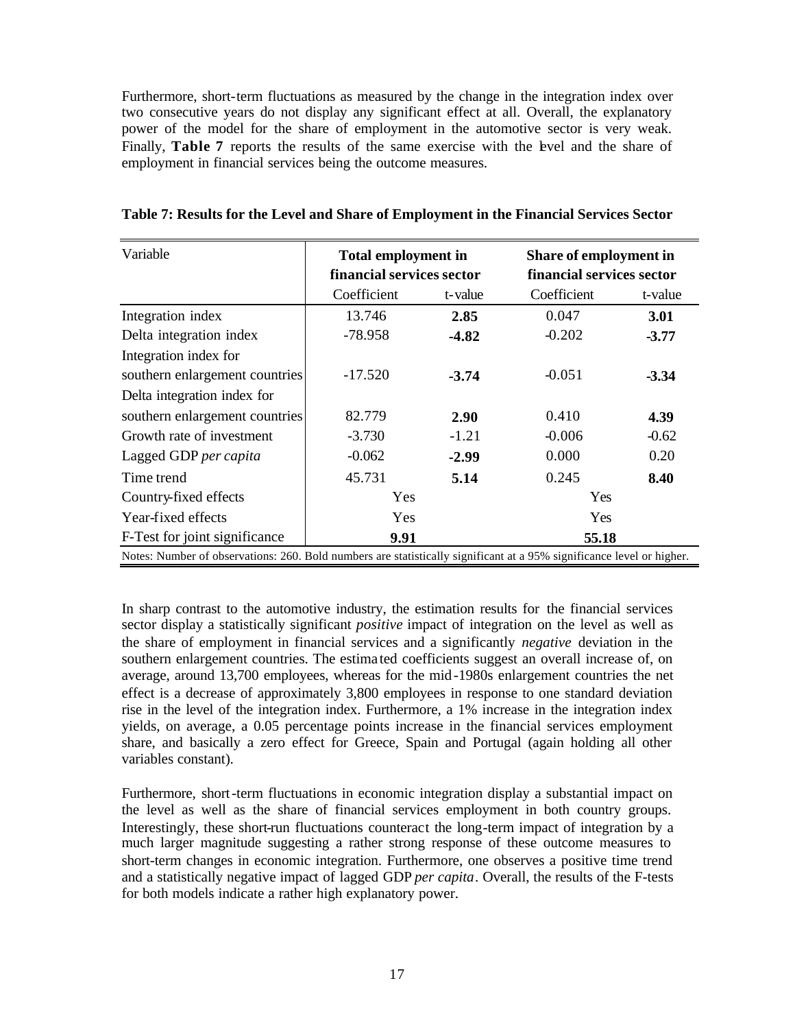Furthermore, short-term fluctuations as measured by the change in the integration index over two consecutive years do not display any significant effect at all. Overall, the explanatory power of the model for the share of employment in the automotive sector is very weak. Finally, **Table 7** reports the results of the same exercise with the level and the share of employment in financial services being the outcome measures.

**Table 7: Results for the Level and Share of Employment in the Financial Services Sector**

| Variable | **Total employment in financial services sector** | | **Share of employment in financial services sector** | |
|---|---|---|---|---|
| | Coefficient | t-value | Coefficient | t-value |
| Integration index | 13.746 | **2.85** | 0.047 | **3.01** |
| Delta integration index | -78.958 | **-4.82** | -0.202 | **-3.77** |
| Integration index for southern enlargement countries | -17.520 | **-3.74** | -0.051 | **-3.34** |
| Delta integration index for southern enlargement countries | 82.779 | **2.90** | 0.410 | **4.39** |
| Growth rate of investment | -3.730 | -1.21 | -0.006 | -0.62 |
| Lagged GDP *per capita* | -0.062 | **-2.99** | 0.000 | 0.20 |
| Time trend | 45.731 | **5.14** | 0.245 | **8.40** |
| Country-fixed effects | Yes | | Yes | |
| Year-fixed effects | Yes | | Yes | |
| F-Test for joint significance | **9.91** | | **55.18** | |

Notes: Number of observations: 260. Bold numbers are statistically significant at a 95% significance level or higher.

In sharp contrast to the automotive industry, the estimation results for the financial services sector display a statistically significant *positive* impact of integration on the level as well as the share of employment in financial services and a significantly *negative* deviation in the southern enlargement countries. The estimated coefficients suggest an overall increase of, on average, around 13,700 employees, whereas for the mid-1980s enlargement countries the net effect is a decrease of approximately 3,800 employees in response to one standard deviation rise in the level of the integration index. Furthermore, a 1% increase in the integration index yields, on average, a 0.05 percentage points increase in the financial services employment share, and basically a zero effect for Greece, Spain and Portugal (again holding all other variables constant).

Furthermore, short-term fluctuations in economic integration display a substantial impact on the level as well as the share of financial services employment in both country groups. Interestingly, these short-run fluctuations counteract the long-term impact of integration by a much larger magnitude suggesting a rather strong response of these outcome measures to short-term changes in economic integration. Furthermore, one observes a positive time trend and a statistically negative impact of lagged GDP *per capita*. Overall, the results of the F-tests for both models indicate a rather high explanatory power.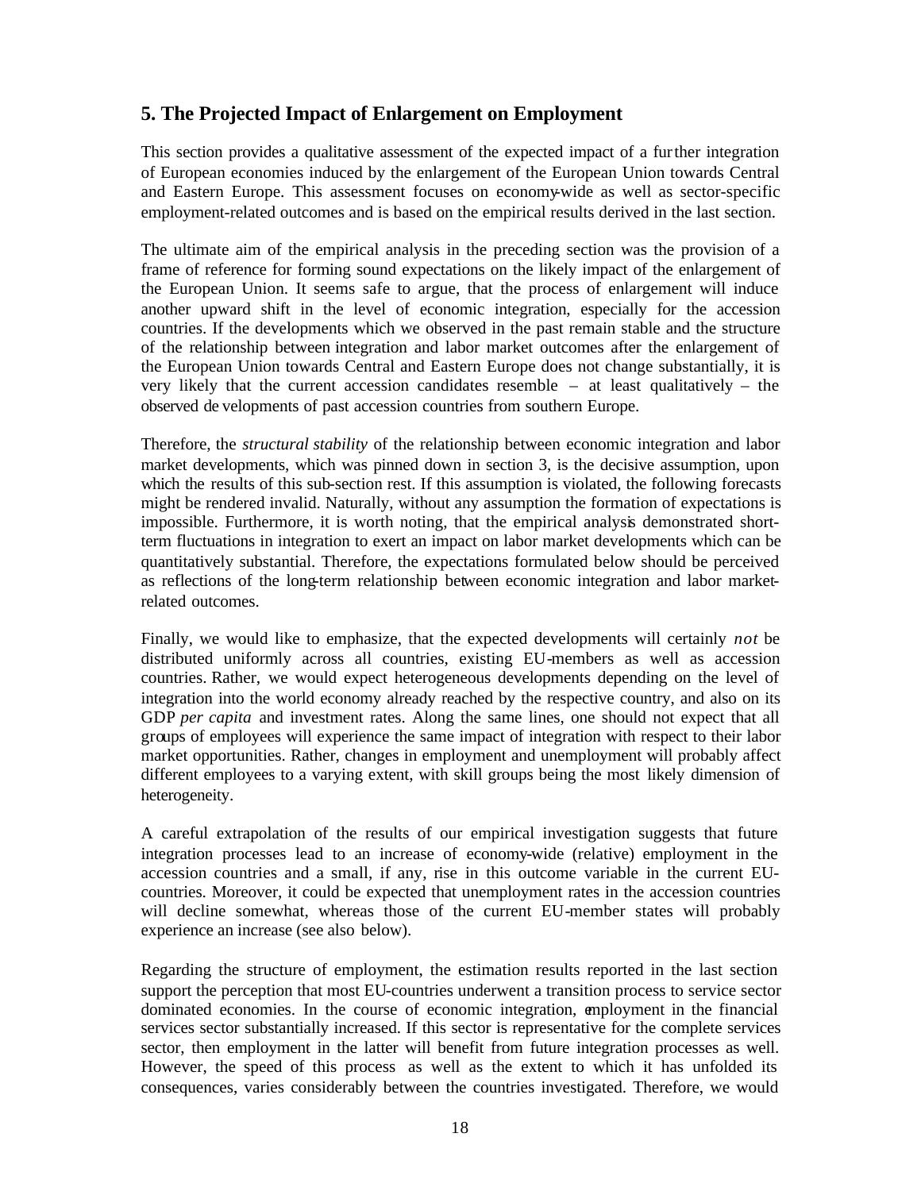## 5. The Projected Impact of Enlargement on Employment

This section provides a qualitative assessment of the expected impact of a further integration of European economies induced by the enlargement of the European Union towards Central and Eastern Europe. This assessment focuses on economy-wide as well as sector-specific employment-related outcomes and is based on the empirical results derived in the last section.

The ultimate aim of the empirical analysis in the preceding section was the provision of a frame of reference for forming sound expectations on the likely impact of the enlargement of the European Union. It seems safe to argue, that the process of enlargement will induce another upward shift in the level of economic integration, especially for the accession countries. If the developments which we observed in the past remain stable and the structure of the relationship between integration and labor market outcomes after the enlargement of the European Union towards Central and Eastern Europe does not change substantially, it is very likely that the current accession candidates resemble – at least qualitatively – the observed developments of past accession countries from southern Europe.

Therefore, the *structural stability* of the relationship between economic integration and labor market developments, which was pinned down in section 3, is the decisive assumption, upon which the results of this sub-section rest. If this assumption is violated, the following forecasts might be rendered invalid. Naturally, without any assumption the formation of expectations is impossible. Furthermore, it is worth noting, that the empirical analysis demonstrated short-term fluctuations in integration to exert an impact on labor market developments which can be quantitatively substantial. Therefore, the expectations formulated below should be perceived as reflections of the long-term relationship between economic integration and labor market-related outcomes.

Finally, we would like to emphasize, that the expected developments will certainly *not* be distributed uniformly across all countries, existing EU-members as well as accession countries. Rather, we would expect heterogeneous developments depending on the level of integration into the world economy already reached by the respective country, and also on its GDP *per capita* and investment rates. Along the same lines, one should not expect that all groups of employees will experience the same impact of integration with respect to their labor market opportunities. Rather, changes in employment and unemployment will probably affect different employees to a varying extent, with skill groups being the most likely dimension of heterogeneity.

A careful extrapolation of the results of our empirical investigation suggests that future integration processes lead to an increase of economy-wide (relative) employment in the accession countries and a small, if any, rise in this outcome variable in the current EU-countries. Moreover, it could be expected that unemployment rates in the accession countries will decline somewhat, whereas those of the current EU-member states will probably experience an increase (see also below).

Regarding the structure of employment, the estimation results reported in the last section support the perception that most EU-countries underwent a transition process to service sector dominated economies. In the course of economic integration, employment in the financial services sector substantially increased. If this sector is representative for the complete services sector, then employment in the latter will benefit from future integration processes as well. However, the speed of this process as well as the extent to which it has unfolded its consequences, varies considerably between the countries investigated. Therefore, we would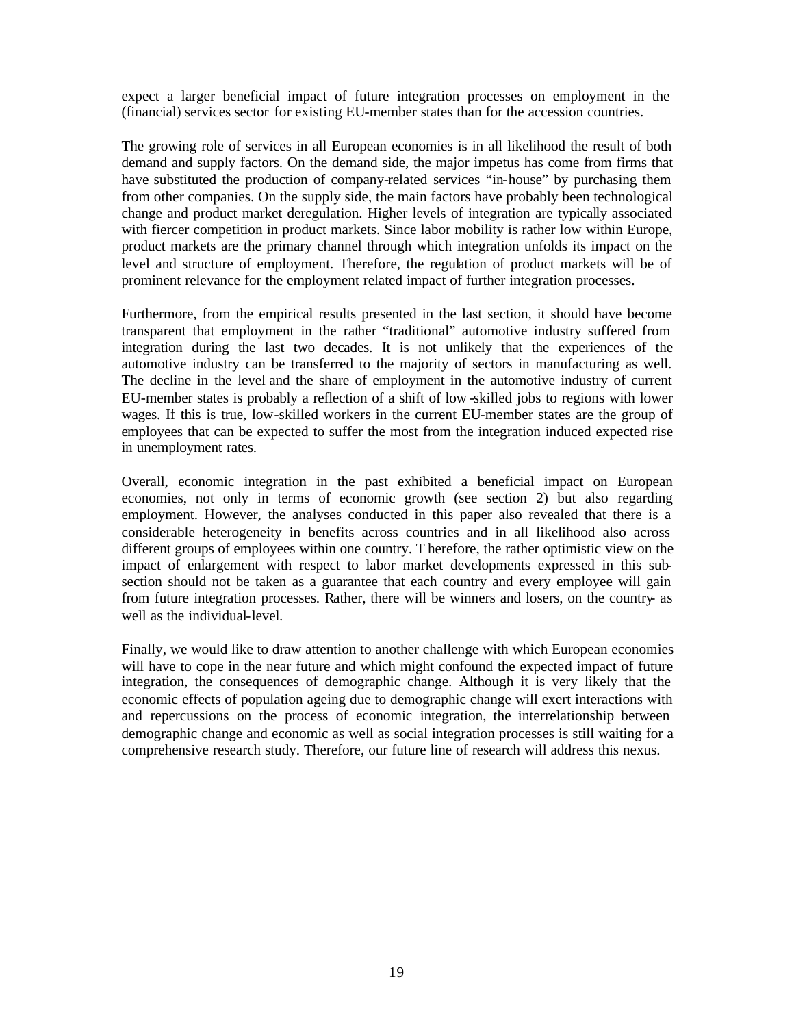expect a larger beneficial impact of future integration processes on employment in the (financial) services sector for existing EU-member states than for the accession countries.

The growing role of services in all European economies is in all likelihood the result of both demand and supply factors. On the demand side, the major impetus has come from firms that have substituted the production of company-related services "in-house" by purchasing them from other companies. On the supply side, the main factors have probably been technological change and product market deregulation. Higher levels of integration are typically associated with fiercer competition in product markets. Since labor mobility is rather low within Europe, product markets are the primary channel through which integration unfolds its impact on the level and structure of employment. Therefore, the regulation of product markets will be of prominent relevance for the employment related impact of further integration processes.

Furthermore, from the empirical results presented in the last section, it should have become transparent that employment in the rather "traditional" automotive industry suffered from integration during the last two decades. It is not unlikely that the experiences of the automotive industry can be transferred to the majority of sectors in manufacturing as well. The decline in the level and the share of employment in the automotive industry of current EU-member states is probably a reflection of a shift of low-skilled jobs to regions with lower wages. If this is true, low-skilled workers in the current EU-member states are the group of employees that can be expected to suffer the most from the integration induced expected rise in unemployment rates.

Overall, economic integration in the past exhibited a beneficial impact on European economies, not only in terms of economic growth (see section 2) but also regarding employment. However, the analyses conducted in this paper also revealed that there is a considerable heterogeneity in benefits across countries and in all likelihood also across different groups of employees within one country. Therefore, the rather optimistic view on the impact of enlargement with respect to labor market developments expressed in this sub-section should not be taken as a guarantee that each country and every employee will gain from future integration processes. Rather, there will be winners and losers, on the country- as well as the individual-level.

Finally, we would like to draw attention to another challenge with which European economies will have to cope in the near future and which might confound the expected impact of future integration, the consequences of demographic change. Although it is very likely that the economic effects of population ageing due to demographic change will exert interactions with and repercussions on the process of economic integration, the interrelationship between demographic change and economic as well as social integration processes is still waiting for a comprehensive research study. Therefore, our future line of research will address this nexus.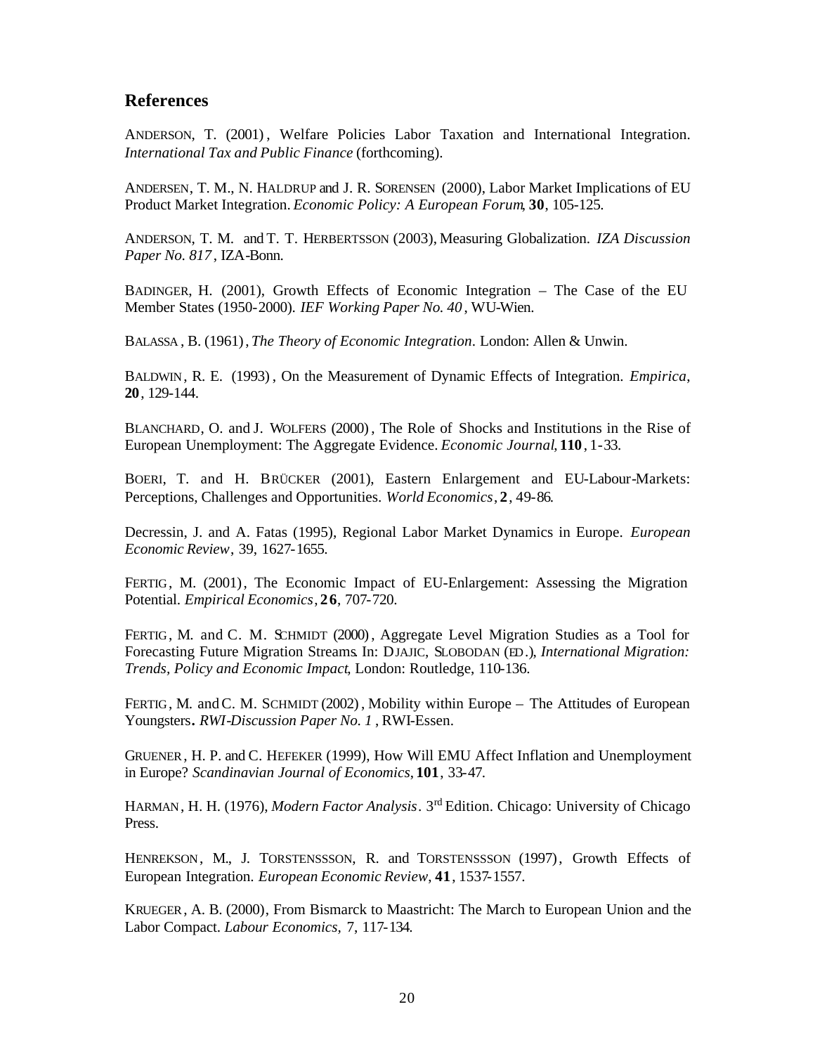## References

ANDERSON, T. (2001), Welfare Policies Labor Taxation and International Integration. *International Tax and Public Finance* (forthcoming).

ANDERSEN, T. M., N. HALDRUP and J. R. SORENSEN (2000), Labor Market Implications of EU Product Market Integration. *Economic Policy: A European Forum*, **30**, 105-125.

ANDERSON, T. M. and T. T. HERBERTSSON (2003), Measuring Globalization. *IZA Discussion Paper No. 817*, IZA-Bonn.

BADINGER, H. (2001), Growth Effects of Economic Integration – The Case of the EU Member States (1950-2000). *IEF Working Paper No. 40*, WU-Wien.

BALASSA, B. (1961), *The Theory of Economic Integration*. London: Allen & Unwin.

BALDWIN, R. E. (1993), On the Measurement of Dynamic Effects of Integration. *Empirica*, **20**, 129-144.

BLANCHARD, O. and J. WOLFERS (2000), The Role of Shocks and Institutions in the Rise of European Unemployment: The Aggregate Evidence. *Economic Journal*, **110**, 1-33.

BOERI, T. and H. BRÜCKER (2001), Eastern Enlargement and EU-Labour-Markets: Perceptions, Challenges and Opportunities. *World Economics*, **2**, 49-86.

Decressin, J. and A. Fatas (1995), Regional Labor Market Dynamics in Europe. *European Economic Review*, 39, 1627-1655.

FERTIG, M. (2001), The Economic Impact of EU-Enlargement: Assessing the Migration Potential. *Empirical Economics*, **26**, 707-720.

FERTIG, M. and C. M. SCHMIDT (2000), Aggregate Level Migration Studies as a Tool for Forecasting Future Migration Streams. In: DJAJIC, SLOBODAN (ED.), *International Migration: Trends, Policy and Economic Impact*, London: Routledge, 110-136.

FERTIG, M. and C. M. SCHMIDT (2002), Mobility within Europe – The Attitudes of European Youngsters**.** *RWI-Discussion Paper No. 1*, RWI-Essen.

GRUENER, H. P. and C. HEFEKER (1999), How Will EMU Affect Inflation and Unemployment in Europe? *Scandinavian Journal of Economics*, **101**, 33-47.

HARMAN, H. H. (1976), *Modern Factor Analysis*. 3rd Edition. Chicago: University of Chicago Press.

HENREKSON, M., J. TORSTENSSSON, R. and TORSTENSSSON (1997), Growth Effects of European Integration. *European Economic Review*, **41**, 1537-1557.

KRUEGER, A. B. (2000), From Bismarck to Maastricht: The March to European Union and the Labor Compact. *Labour Economics*, 7, 117-134.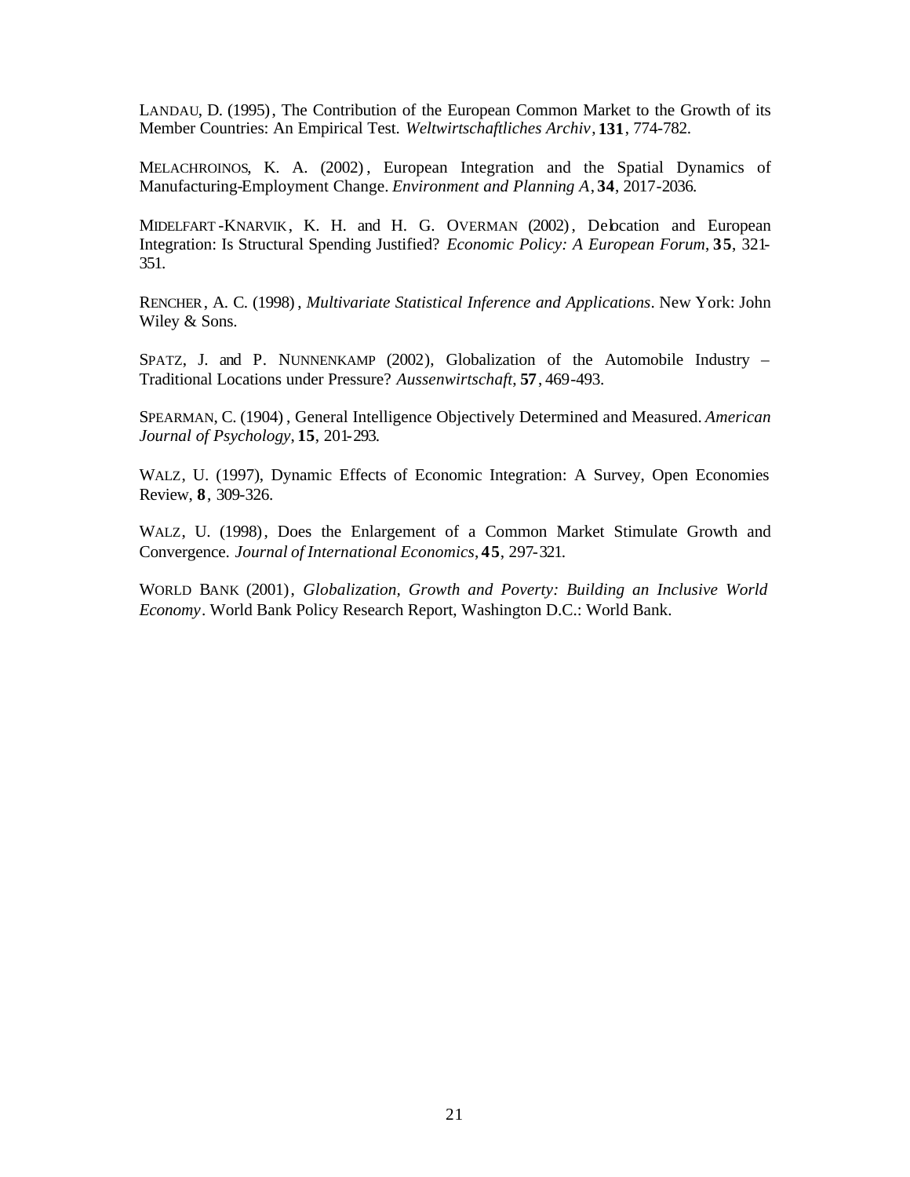LANDAU, D. (1995), The Contribution of the European Common Market to the Growth of its Member Countries: An Empirical Test. *Weltwirtschaftliches Archiv*, **131**, 774-782.

MELACHROINOS, K. A. (2002), European Integration and the Spatial Dynamics of Manufacturing-Employment Change. *Environment and Planning A*, **34**, 2017-2036.

MIDELFART-KNARVIK, K. H. and H. G. OVERMAN (2002), Delocation and European Integration: Is Structural Spending Justified? *Economic Policy: A European Forum*, **35**, 321-351.

RENCHER, A. C. (1998), *Multivariate Statistical Inference and Applications*. New York: John Wiley & Sons.

SPATZ, J. and P. NUNNENKAMP (2002), Globalization of the Automobile Industry – Traditional Locations under Pressure? *Aussenwirtschaft*, **57**, 469-493.

SPEARMAN, C. (1904), General Intelligence Objectively Determined and Measured. *American Journal of Psychology*, **15**, 201-293.

WALZ, U. (1997), Dynamic Effects of Economic Integration: A Survey, Open Economies Review, **8**, 309-326.

WALZ, U. (1998), Does the Enlargement of a Common Market Stimulate Growth and Convergence. *Journal of International Economics*, **45**, 297-321.

WORLD BANK (2001), *Globalization, Growth and Poverty: Building an Inclusive World Economy*. World Bank Policy Research Report, Washington D.C.: World Bank.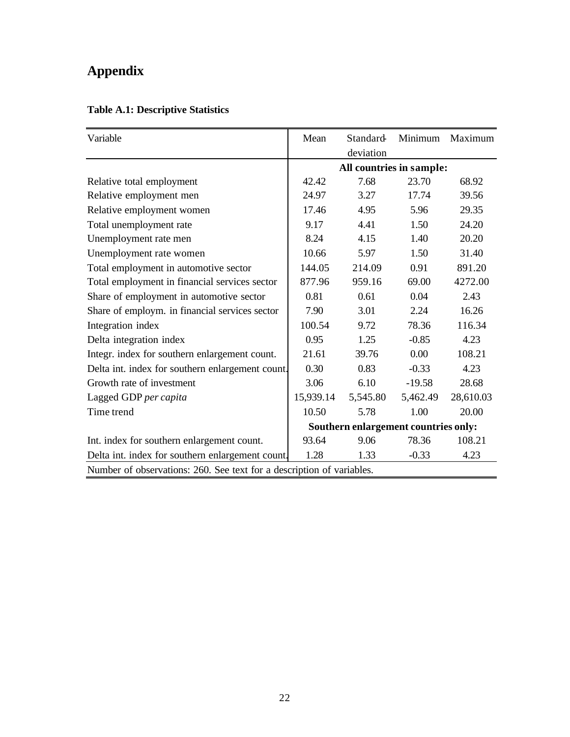# Appendix

**Table A.1: Descriptive Statistics**

| Variable | Mean | Standard-deviation | Minimum | Maximum |
|---|---|---|---|---|
| | **All countries in sample:** | | | |
| Relative total employment | 42.42 | 7.68 | 23.70 | 68.92 |
| Relative employment men | 24.97 | 3.27 | 17.74 | 39.56 |
| Relative employment women | 17.46 | 4.95 | 5.96 | 29.35 |
| Total unemployment rate | 9.17 | 4.41 | 1.50 | 24.20 |
| Unemployment rate men | 8.24 | 4.15 | 1.40 | 20.20 |
| Unemployment rate women | 10.66 | 5.97 | 1.50 | 31.40 |
| Total employment in automotive sector | 144.05 | 214.09 | 0.91 | 891.20 |
| Total employment in financial services sector | 877.96 | 959.16 | 69.00 | 4272.00 |
| Share of employment in automotive sector | 0.81 | 0.61 | 0.04 | 2.43 |
| Share of employm. in financial services sector | 7.90 | 3.01 | 2.24 | 16.26 |
| Integration index | 100.54 | 9.72 | 78.36 | 116.34 |
| Delta integration index | 0.95 | 1.25 | -0.85 | 4.23 |
| Integr. index for southern enlargement count. | 21.61 | 39.76 | 0.00 | 108.21 |
| Delta int. index for southern enlargement count. | 0.30 | 0.83 | -0.33 | 4.23 |
| Growth rate of investment | 3.06 | 6.10 | -19.58 | 28.68 |
| Lagged GDP *per capita* | 15,939.14 | 5,545.80 | 5,462.49 | 28,610.03 |
| Time trend | 10.50 | 5.78 | 1.00 | 20.00 |
| | **Southern enlargement countries only:** | | | |
| Int. index for southern enlargement count. | 93.64 | 9.06 | 78.36 | 108.21 |
| Delta int. index for southern enlargement count. | 1.28 | 1.33 | -0.33 | 4.23 |

Number of observations: 260. See text for a description of variables.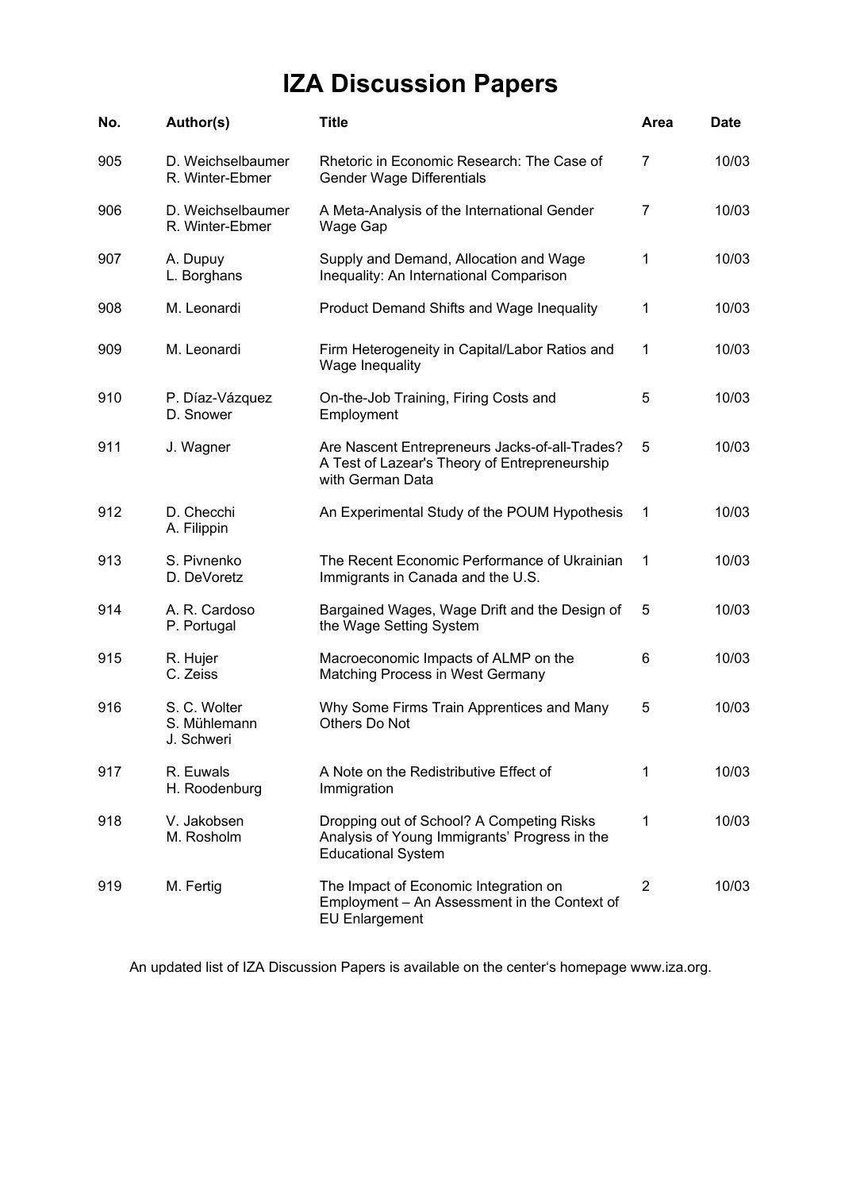# IZA Discussion Papers

| No. | Author(s) | Title | Area | Date |
| --- | --- | --- | --- | --- |
| 905 | D. Weichselbaumer<br>R. Winter-Ebmer | Rhetoric in Economic Research: The Case of Gender Wage Differentials | 7 | 10/03 |
| 906 | D. Weichselbaumer<br>R. Winter-Ebmer | A Meta-Analysis of the International Gender Wage Gap | 7 | 10/03 |
| 907 | A. Dupuy<br>L. Borghans | Supply and Demand, Allocation and Wage Inequality: An International Comparison | 1 | 10/03 |
| 908 | M. Leonardi | Product Demand Shifts and Wage Inequality | 1 | 10/03 |
| 909 | M. Leonardi | Firm Heterogeneity in Capital/Labor Ratios and Wage Inequality | 1 | 10/03 |
| 910 | P. Díaz-Vázquez<br>D. Snower | On-the-Job Training, Firing Costs and Employment | 5 | 10/03 |
| 911 | J. Wagner | Are Nascent Entrepreneurs Jacks-of-all-Trades? A Test of Lazear's Theory of Entrepreneurship with German Data | 5 | 10/03 |
| 912 | D. Checchi<br>A. Filippin | An Experimental Study of the POUM Hypothesis | 1 | 10/03 |
| 913 | S. Pivnenko<br>D. DeVoretz | The Recent Economic Performance of Ukrainian Immigrants in Canada and the U.S. | 1 | 10/03 |
| 914 | A. R. Cardoso<br>P. Portugal | Bargained Wages, Wage Drift and the Design of the Wage Setting System | 5 | 10/03 |
| 915 | R. Hujer<br>C. Zeiss | Macroeconomic Impacts of ALMP on the Matching Process in West Germany | 6 | 10/03 |
| 916 | S. C. Wolter<br>S. Mühlemann<br>J. Schweri | Why Some Firms Train Apprentices and Many Others Do Not | 5 | 10/03 |
| 917 | R. Euwals<br>H. Roodenburg | A Note on the Redistributive Effect of Immigration | 1 | 10/03 |
| 918 | V. Jakobsen<br>M. Rosholm | Dropping out of School? A Competing Risks Analysis of Young Immigrants' Progress in the Educational System | 1 | 10/03 |
| 919 | M. Fertig | The Impact of Economic Integration on Employment – An Assessment in the Context of EU Enlargement | 2 | 10/03 |

An updated list of IZA Discussion Papers is available on the center's homepage www.iza.org.